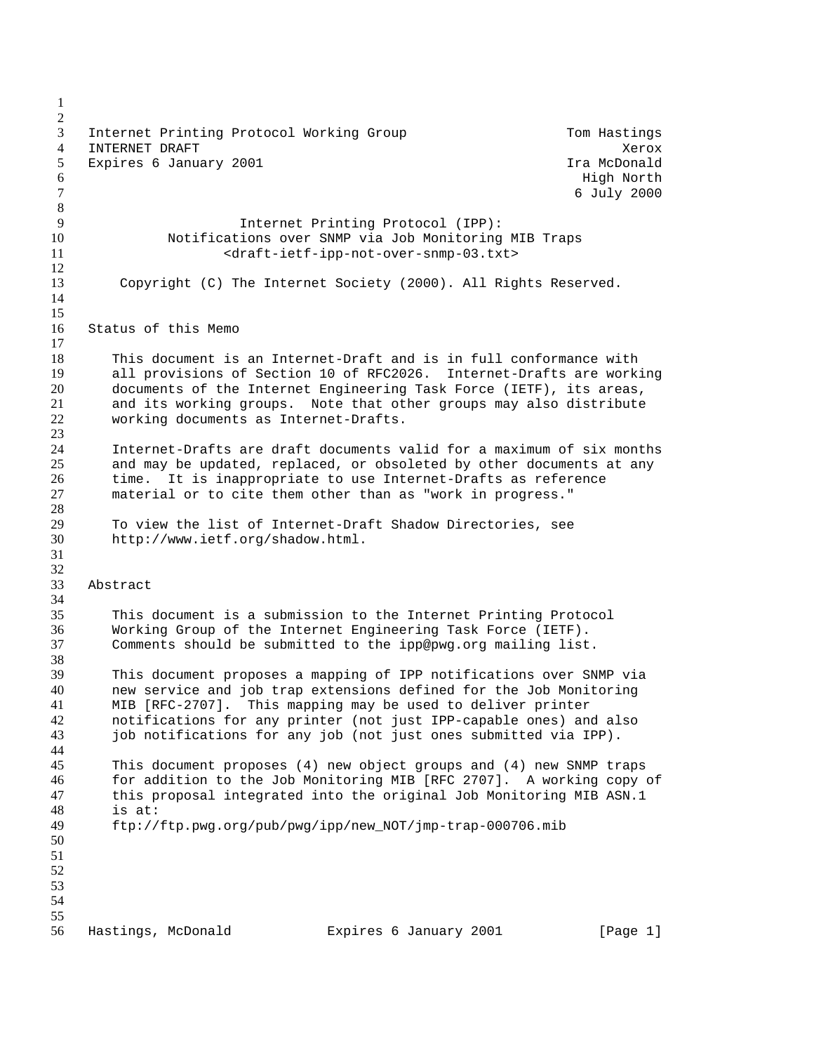Internet Printing Protocol Working Group                    Tom Hastings
INTERNET DRAFT                                                     Xerox
Expires 6 January 2001                                      Ira McDonald
                                                              High North
                                                             6 July 2000

# Internet Printing Protocol (IPP): Notifications over SNMP via Job Monitoring MIB Traps

<draft-ietf-ipp-not-over-snmp-03.txt>

Copyright (C) The Internet Society (2000). All Rights Reserved.

## Status of this Memo

This document is an Internet-Draft and is in full conformance with all provisions of Section 10 of RFC2026. Internet-Drafts are working documents of the Internet Engineering Task Force (IETF), its areas, and its working groups. Note that other groups may also distribute working documents as Internet-Drafts.

Internet-Drafts are draft documents valid for a maximum of six months and may be updated, replaced, or obsoleted by other documents at any time. It is inappropriate to use Internet-Drafts as reference material or to cite them other than as "work in progress."

To view the list of Internet-Draft Shadow Directories, see http://www.ietf.org/shadow.html.

## Abstract

This document is a submission to the Internet Printing Protocol Working Group of the Internet Engineering Task Force (IETF). Comments should be submitted to the ipp@pwg.org mailing list.

This document proposes a mapping of IPP notifications over SNMP via new service and job trap extensions defined for the Job Monitoring MIB [RFC-2707]. This mapping may be used to deliver printer notifications for any printer (not just IPP-capable ones) and also job notifications for any job (not just ones submitted via IPP).

This document proposes (4) new object groups and (4) new SNMP traps for addition to the Job Monitoring MIB [RFC 2707]. A working copy of this proposal integrated into the original Job Monitoring MIB ASN.1 is at:
ftp://ftp.pwg.org/pub/pwg/ipp/new_NOT/jmp-trap-000706.mib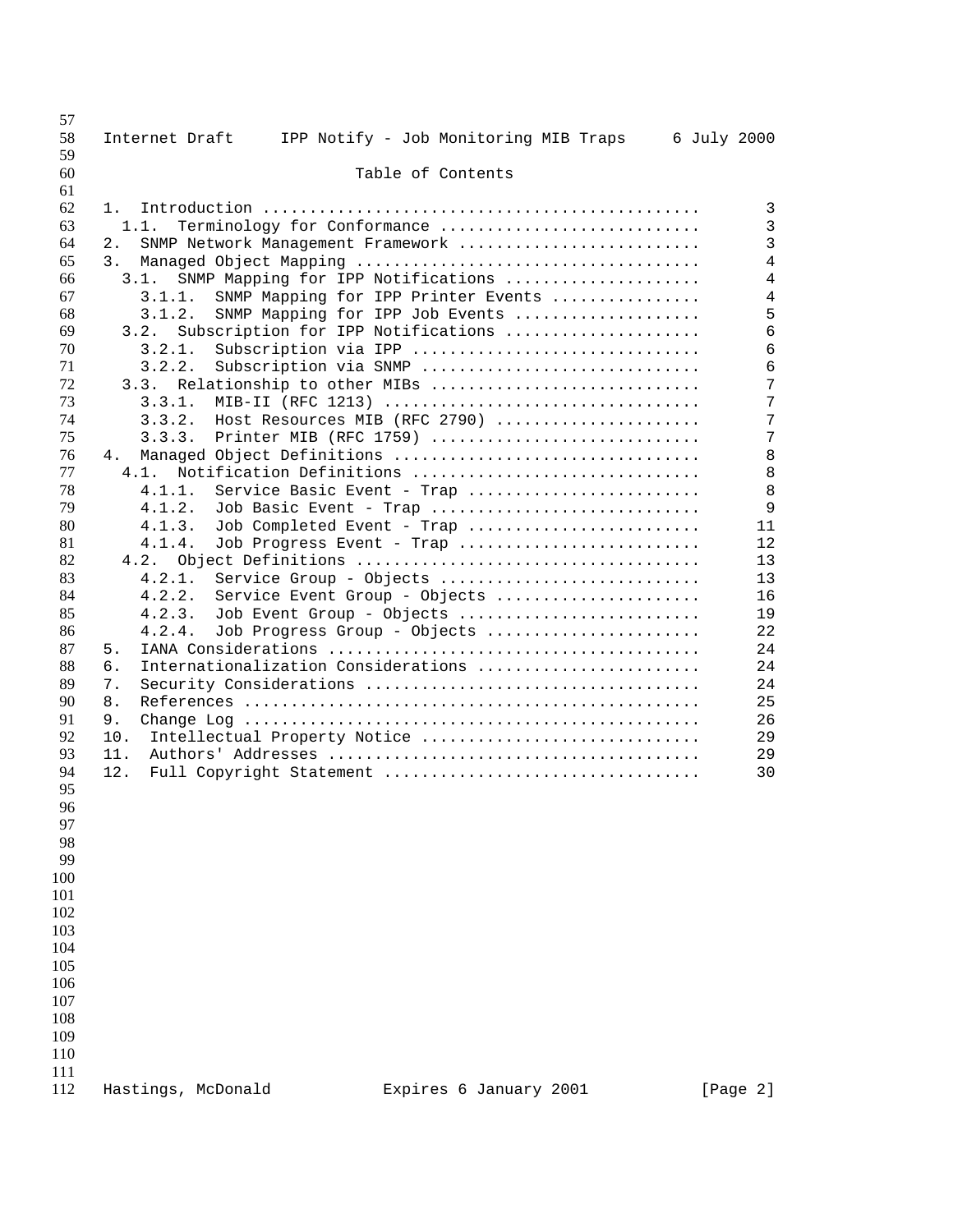## Table of Contents

```
1.  Introduction ..............................................      3
  1.1.  Terminology for Conformance ...........................      3
2.  SNMP Network Management Framework .........................      3
3.  Managed Object Mapping ....................................      4
  3.1.  SNMP Mapping for IPP Notifications ....................      4
    3.1.1.  SNMP Mapping for IPP Printer Events ...............      4
    3.1.2.  SNMP Mapping for IPP Job Events ...................      5
  3.2.  Subscription for IPP Notifications ....................      6
    3.2.1.  Subscription via IPP ..............................      6
    3.2.2.  Subscription via SNMP .............................      6
  3.3.  Relationship to other MIBs ............................      7
    3.3.1.  MIB-II (RFC 1213) .................................      7
    3.3.2.  Host Resources MIB (RFC 2790) .....................      7
    3.3.3.  Printer MIB (RFC 1759) ............................      7
4.  Managed Object Definitions ................................      8
  4.1.  Notification Definitions ..............................      8
    4.1.1.  Service Basic Event - Trap ........................      8
    4.1.2.  Job Basic Event - Trap ............................      9
    4.1.3.  Job Completed Event - Trap ........................     11
    4.1.4.  Job Progress Event - Trap .........................     12
  4.2.  Object Definitions ....................................     13
    4.2.1.  Service Group - Objects ...........................     13
    4.2.2.  Service Event Group - Objects .....................     16
    4.2.3.  Job Event Group - Objects .........................     19
    4.2.4.  Job Progress Group - Objects ......................     22
5.  IANA Considerations .......................................     24
6.  Internationalization Considerations .......................     24
7.  Security Considerations ...................................     24
8.  References ................................................     25
9.  Change Log ................................................     26
10.  Intellectual Property Notice .............................     29
11.  Authors' Addresses .......................................     29
12.  Full Copyright Statement .................................     30
```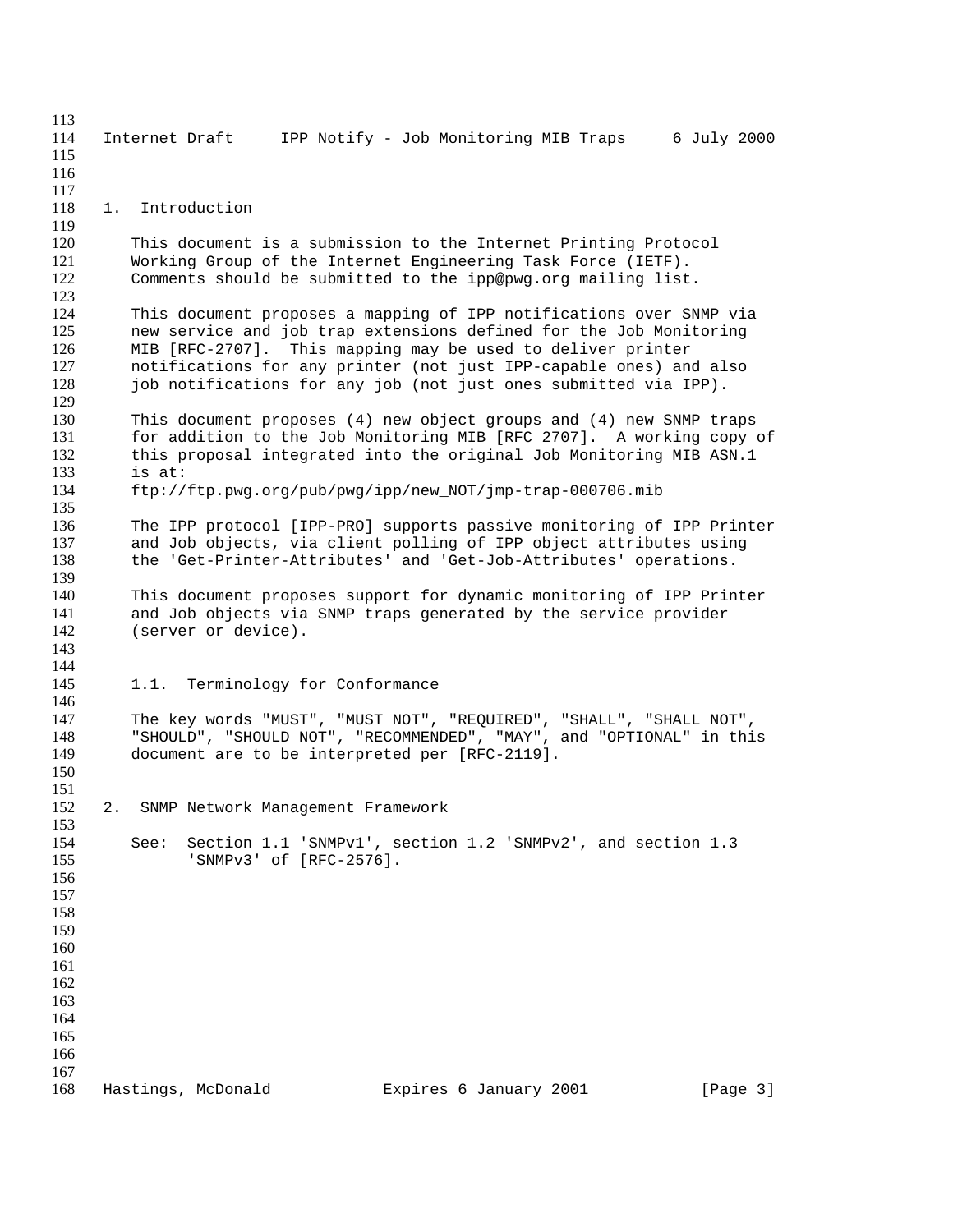# 1. Introduction

This document is a submission to the Internet Printing Protocol Working Group of the Internet Engineering Task Force (IETF). Comments should be submitted to the ipp@pwg.org mailing list.

This document proposes a mapping of IPP notifications over SNMP via new service and job trap extensions defined for the Job Monitoring MIB [RFC-2707]. This mapping may be used to deliver printer notifications for any printer (not just IPP-capable ones) and also job notifications for any job (not just ones submitted via IPP).

This document proposes (4) new object groups and (4) new SNMP traps for addition to the Job Monitoring MIB [RFC 2707]. A working copy of this proposal integrated into the original Job Monitoring MIB ASN.1 is at:
ftp://ftp.pwg.org/pub/pwg/ipp/new_NOT/jmp-trap-000706.mib

The IPP protocol [IPP-PRO] supports passive monitoring of IPP Printer and Job objects, via client polling of IPP object attributes using the 'Get-Printer-Attributes' and 'Get-Job-Attributes' operations.

This document proposes support for dynamic monitoring of IPP Printer and Job objects via SNMP traps generated by the service provider (server or device).

## 1.1. Terminology for Conformance

The key words "MUST", "MUST NOT", "REQUIRED", "SHALL", "SHALL NOT", "SHOULD", "SHOULD NOT", "RECOMMENDED", "MAY", and "OPTIONAL" in this document are to be interpreted per [RFC-2119].

# 2. SNMP Network Management Framework

See: Section 1.1 'SNMPv1', section 1.2 'SNMPv2', and section 1.3 'SNMPv3' of [RFC-2576].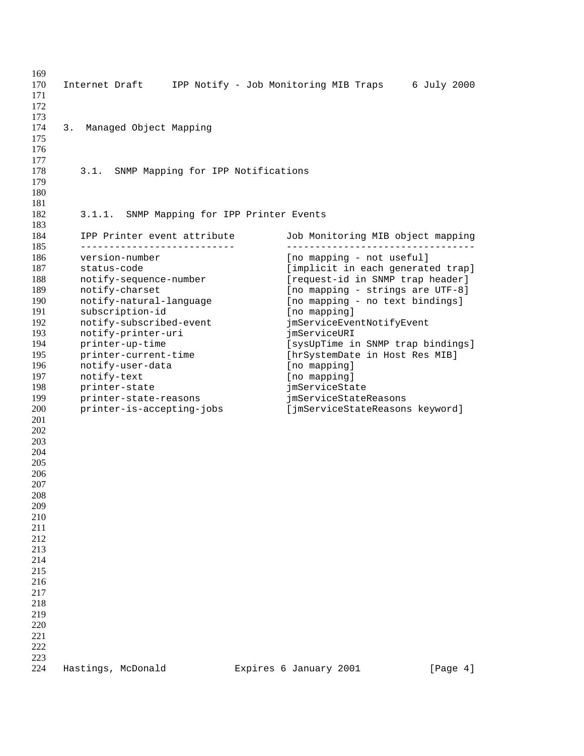# 3. Managed Object Mapping

## 3.1. SNMP Mapping for IPP Notifications

### 3.1.1. SNMP Mapping for IPP Printer Events

| IPP Printer event attribute | Job Monitoring MIB object mapping |
|---|---|
| version-number | [no mapping - not useful] |
| status-code | [implicit in each generated trap] |
| notify-sequence-number | [request-id in SNMP trap header] |
| notify-charset | [no mapping - strings are UTF-8] |
| notify-natural-language | [no mapping - no text bindings] |
| subscription-id | [no mapping] |
| notify-subscribed-event | jmServiceEventNotifyEvent |
| notify-printer-uri | jmServiceURI |
| printer-up-time | [sysUpTime in SNMP trap bindings] |
| printer-current-time | [hrSystemDate in Host Res MIB] |
| notify-user-data | [no mapping] |
| notify-text | [no mapping] |
| printer-state | jmServiceState |
| printer-state-reasons | jmServiceStateReasons |
| printer-is-accepting-jobs | [jmServiceStateReasons keyword] |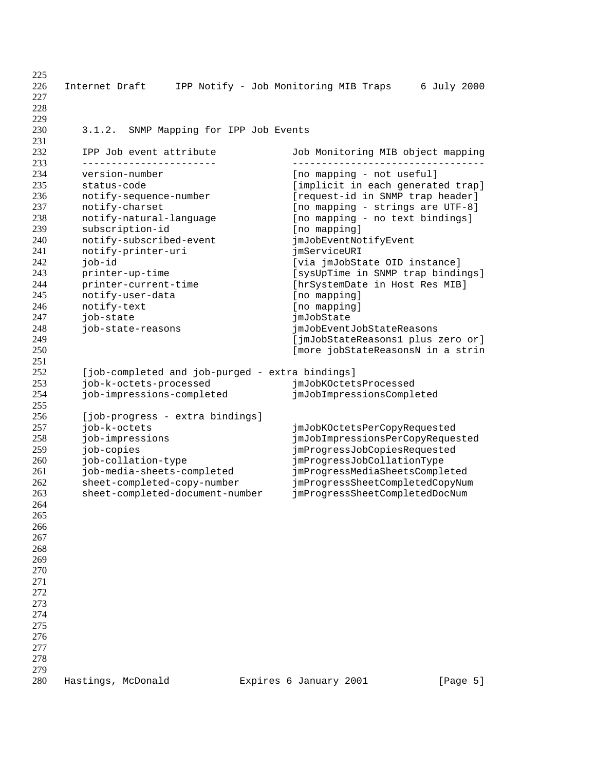### 3.1.2. SNMP Mapping for IPP Job Events

| IPP Job event attribute | Job Monitoring MIB object mapping |
|---|---|
| version-number | [no mapping - not useful] |
| status-code | [implicit in each generated trap] |
| notify-sequence-number | [request-id in SNMP trap header] |
| notify-charset | [no mapping - strings are UTF-8] |
| notify-natural-language | [no mapping - no text bindings] |
| subscription-id | [no mapping] |
| notify-subscribed-event | jmJobEventNotifyEvent |
| notify-printer-uri | jmServiceURI |
| job-id | [via jmJobState OID instance] |
| printer-up-time | [sysUpTime in SNMP trap bindings] |
| printer-current-time | [hrSystemDate in Host Res MIB] |
| notify-user-data | [no mapping] |
| notify-text | [no mapping] |
| job-state | jmJobState |
| job-state-reasons | jmJobEventJobStateReasons [jmJobStateReasons1 plus zero or] [more jobStateReasonsN in a strin |
| **[job-completed and job-purged - extra bindings]** | |
| job-k-octets-processed | jmJobKOctetsProcessed |
| job-impressions-completed | jmJobImpressionsCompleted |
| **[job-progress - extra bindings]** | |
| job-k-octets | jmJobKOctetsPerCopyRequested |
| job-impressions | jmJobImpressionsPerCopyRequested |
| job-copies | jmProgressJobCopiesRequested |
| job-collation-type | jmProgressJobCollationType |
| job-media-sheets-completed | jmProgressMediaSheetsCompleted |
| sheet-completed-copy-number | jmProgressSheetCompletedCopyNum |
| sheet-completed-document-number | jmProgressSheetCompletedDocNum |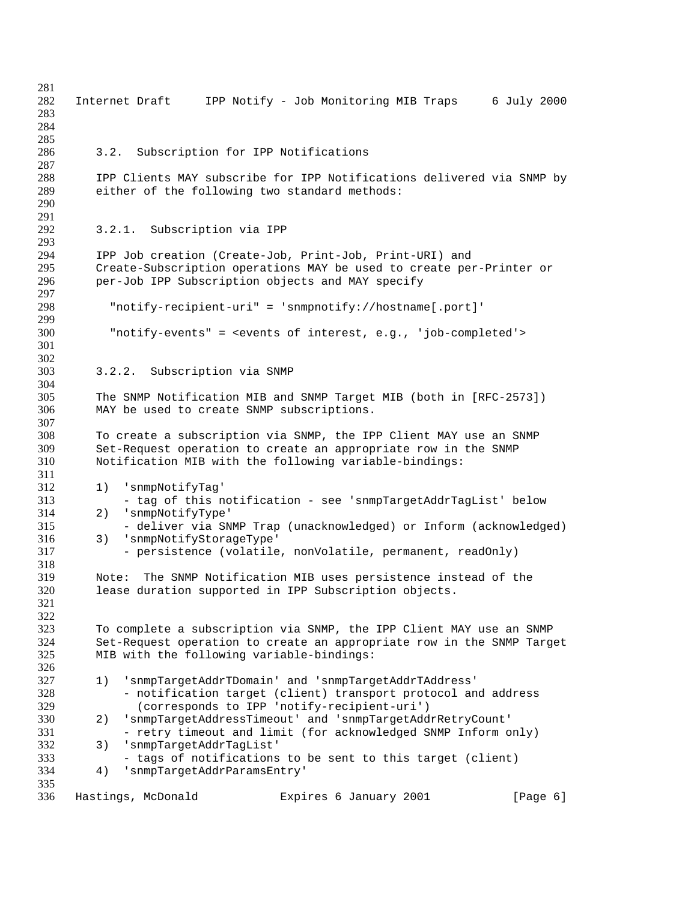### 3.2. Subscription for IPP Notifications

IPP Clients MAY subscribe for IPP Notifications delivered via SNMP by either of the following two standard methods:

#### 3.2.1. Subscription via IPP

IPP Job creation (Create-Job, Print-Job, Print-URI) and Create-Subscription operations MAY be used to create per-Printer or per-Job IPP Subscription objects and MAY specify

```
"notify-recipient-uri" = 'snmpnotify://hostname[.port]'

"notify-events" = <events of interest, e.g., 'job-completed'>
```

#### 3.2.2. Subscription via SNMP

The SNMP Notification MIB and SNMP Target MIB (both in [RFC-2573]) MAY be used to create SNMP subscriptions.

To create a subscription via SNMP, the IPP Client MAY use an SNMP Set-Request operation to create an appropriate row in the SNMP Notification MIB with the following variable-bindings:

1) 'snmpNotifyTag'
   - tag of this notification - see 'snmpTargetAddrTagList' below
2) 'snmpNotifyType'
   - deliver via SNMP Trap (unacknowledged) or Inform (acknowledged)
3) 'snmpNotifyStorageType'
   - persistence (volatile, nonVolatile, permanent, readOnly)

Note: The SNMP Notification MIB uses persistence instead of the lease duration supported in IPP Subscription objects.

To complete a subscription via SNMP, the IPP Client MAY use an SNMP Set-Request operation to create an appropriate row in the SNMP Target MIB with the following variable-bindings:

1) 'snmpTargetAddrTDomain' and 'snmpTargetAddrTAddress'
   - notification target (client) transport protocol and address
     (corresponds to IPP 'notify-recipient-uri')
2) 'snmpTargetAddressTimeout' and 'snmpTargetAddrRetryCount'
   - retry timeout and limit (for acknowledged SNMP Inform only)
3) 'snmpTargetAddrTagList'
   - tags of notifications to be sent to this target (client)
4) 'snmpTargetAddrParamsEntry'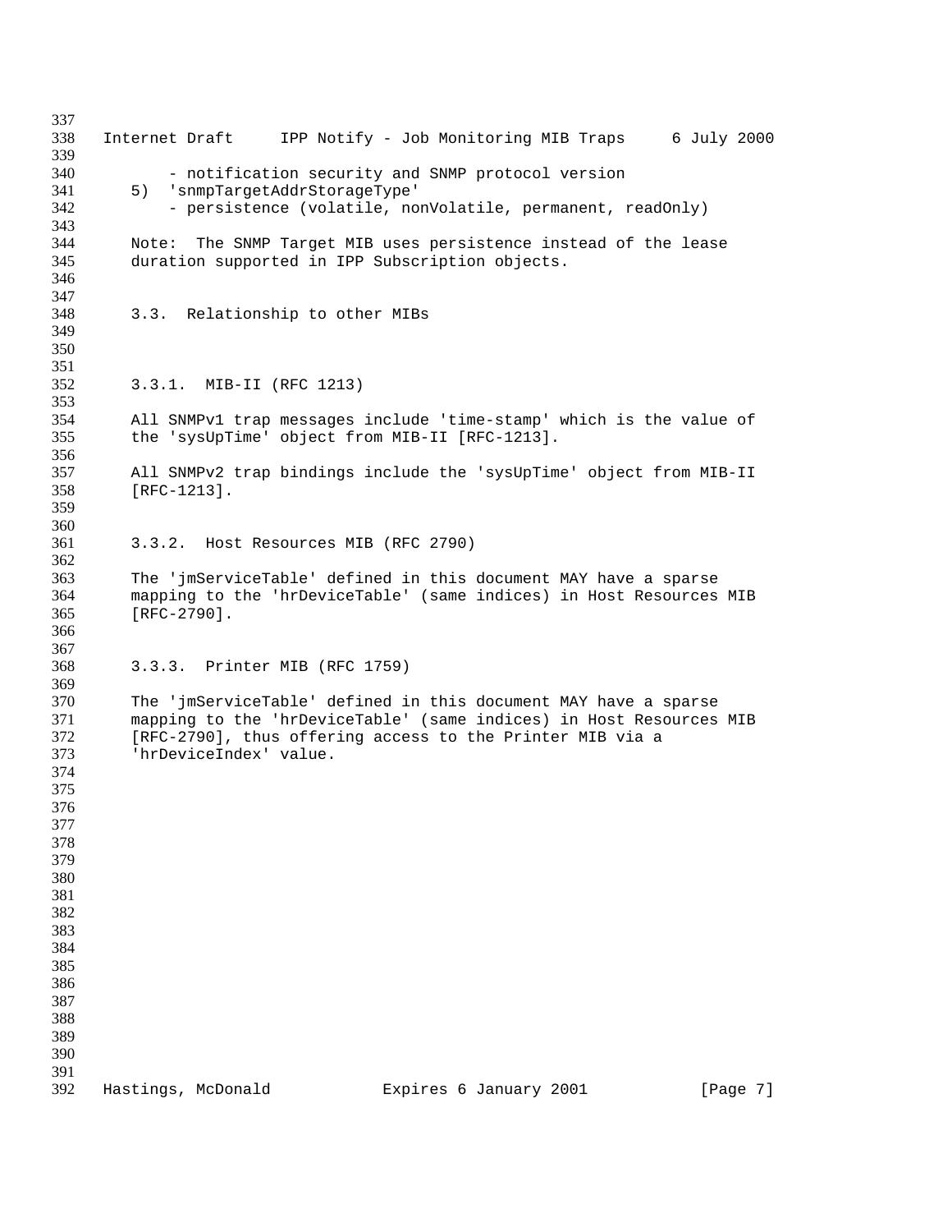- notification security and SNMP protocol version

5) 'snmpTargetAddrStorageType'
    - persistence (volatile, nonVolatile, permanent, readOnly)

Note: The SNMP Target MIB uses persistence instead of the lease duration supported in IPP Subscription objects.

## 3.3. Relationship to other MIBs

### 3.3.1. MIB-II (RFC 1213)

All SNMPv1 trap messages include 'time-stamp' which is the value of the 'sysUpTime' object from MIB-II [RFC-1213].

All SNMPv2 trap bindings include the 'sysUpTime' object from MIB-II [RFC-1213].

### 3.3.2. Host Resources MIB (RFC 2790)

The 'jmServiceTable' defined in this document MAY have a sparse mapping to the 'hrDeviceTable' (same indices) in Host Resources MIB [RFC-2790].

### 3.3.3. Printer MIB (RFC 1759)

The 'jmServiceTable' defined in this document MAY have a sparse mapping to the 'hrDeviceTable' (same indices) in Host Resources MIB [RFC-2790], thus offering access to the Printer MIB via a 'hrDeviceIndex' value.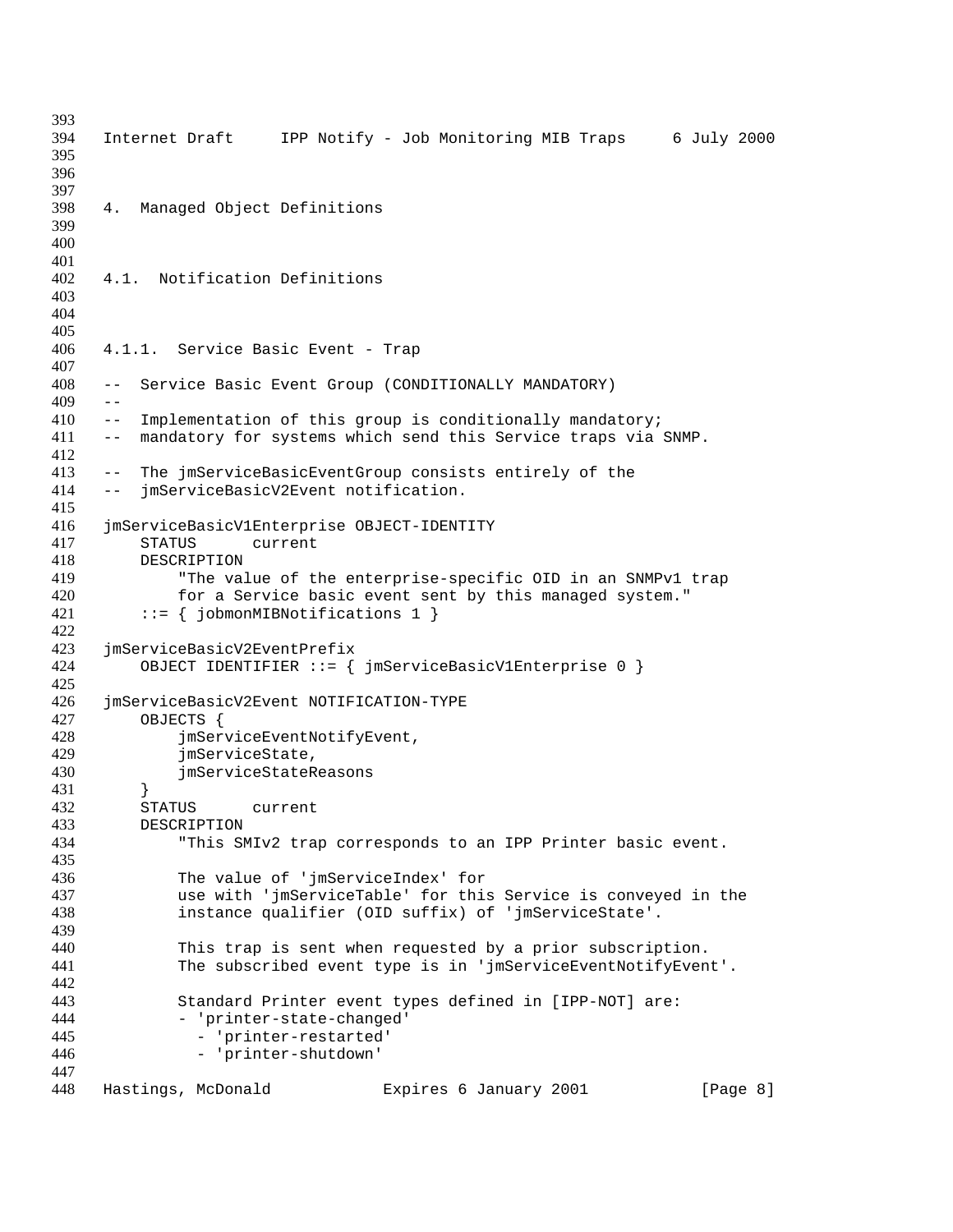# 4. Managed Object Definitions

## 4.1. Notification Definitions

### 4.1.1. Service Basic Event - Trap

```
--  Service Basic Event Group (CONDITIONALLY MANDATORY)
--
--  Implementation of this group is conditionally mandatory;
--  mandatory for systems which send this Service traps via SNMP.

--  The jmServiceBasicEventGroup consists entirely of the
--  jmServiceBasicV2Event notification.

jmServiceBasicV1Enterprise OBJECT-IDENTITY
    STATUS      current
    DESCRIPTION
        "The value of the enterprise-specific OID in an SNMPv1 trap
        for a Service basic event sent by this managed system."
    ::= { jobmonMIBNotifications 1 }

jmServiceBasicV2EventPrefix
    OBJECT IDENTIFIER ::= { jmServiceBasicV1Enterprise 0 }

jmServiceBasicV2Event NOTIFICATION-TYPE
    OBJECTS {
        jmServiceEventNotifyEvent,
        jmServiceState,
        jmServiceStateReasons
    }
    STATUS      current
    DESCRIPTION
        "This SMIv2 trap corresponds to an IPP Printer basic event.

        The value of 'jmServiceIndex' for
        use with 'jmServiceTable' for this Service is conveyed in the
        instance qualifier (OID suffix) of 'jmServiceState'.

        This trap is sent when requested by a prior subscription.
        The subscribed event type is in 'jmServiceEventNotifyEvent'.

        Standard Printer event types defined in [IPP-NOT] are:
        - 'printer-state-changed'
          - 'printer-restarted'
          - 'printer-shutdown'
```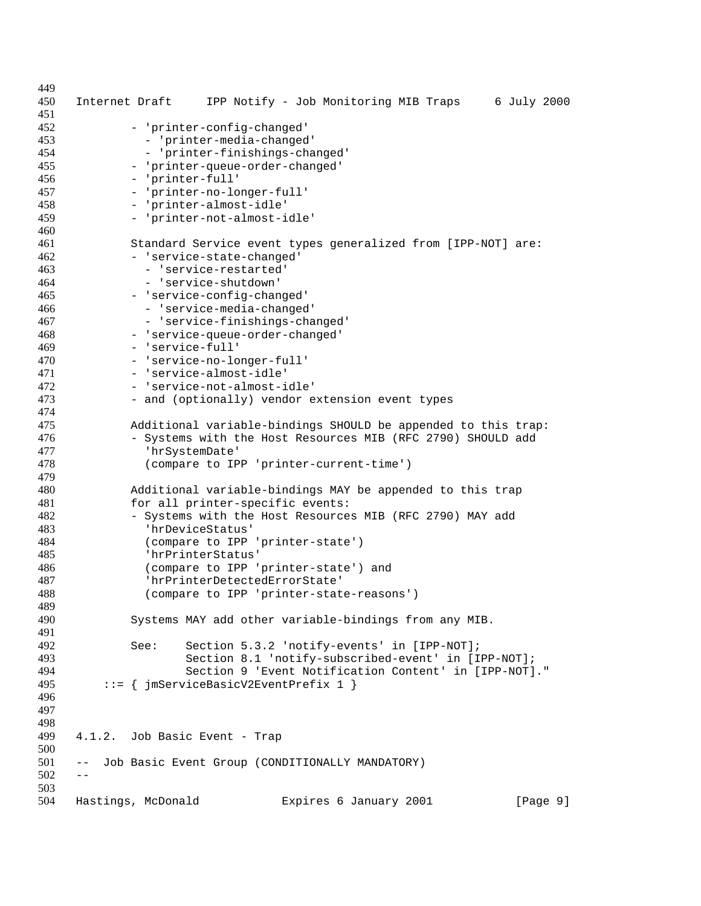```
        - 'printer-config-changed'
          - 'printer-media-changed'
          - 'printer-finishings-changed'
        - 'printer-queue-order-changed'
        - 'printer-full'
        - 'printer-no-longer-full'
        - 'printer-almost-idle'
        - 'printer-not-almost-idle'

        Standard Service event types generalized from [IPP-NOT] are:
        - 'service-state-changed'
          - 'service-restarted'
          - 'service-shutdown'
        - 'service-config-changed'
          - 'service-media-changed'
          - 'service-finishings-changed'
        - 'service-queue-order-changed'
        - 'service-full'
        - 'service-no-longer-full'
        - 'service-almost-idle'
        - 'service-not-almost-idle'
        - and (optionally) vendor extension event types

        Additional variable-bindings SHOULD be appended to this trap:
        - Systems with the Host Resources MIB (RFC 2790) SHOULD add
          'hrSystemDate'
          (compare to IPP 'printer-current-time')

        Additional variable-bindings MAY be appended to this trap
        for all printer-specific events:
        - Systems with the Host Resources MIB (RFC 2790) MAY add
          'hrDeviceStatus'
          (compare to IPP 'printer-state')
          'hrPrinterStatus'
          (compare to IPP 'printer-state') and
          'hrPrinterDetectedErrorState'
          (compare to IPP 'printer-state-reasons')

        Systems MAY add other variable-bindings from any MIB.

        See:    Section 5.3.2 'notify-events' in [IPP-NOT];
                Section 8.1 'notify-subscribed-event' in [IPP-NOT];
                Section 9 'Event Notification Content' in [IPP-NOT]."
    ::= { jmServiceBasicV2EventPrefix 1 }
```

### 4.1.2. Job Basic Event - Trap

```
--  Job Basic Event Group (CONDITIONALLY MANDATORY)
--
```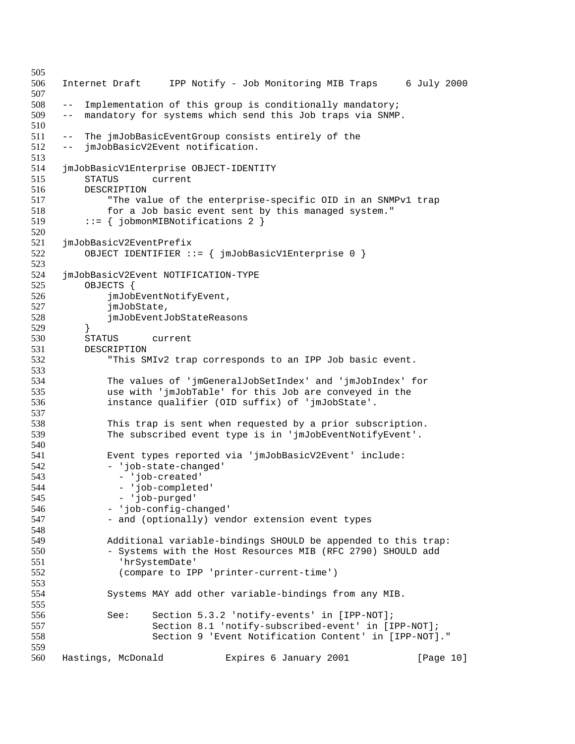```
--  Implementation of this group is conditionally mandatory;
--  mandatory for systems which send this Job traps via SNMP.

--  The jmJobBasicEventGroup consists entirely of the
--  jmJobBasicV2Event notification.

jmJobBasicV1Enterprise OBJECT-IDENTITY
    STATUS      current
    DESCRIPTION
        "The value of the enterprise-specific OID in an SNMPv1 trap
        for a Job basic event sent by this managed system."
    ::= { jobmonMIBNotifications 2 }

jmJobBasicV2EventPrefix
    OBJECT IDENTIFIER ::= { jmJobBasicV1Enterprise 0 }

jmJobBasicV2Event NOTIFICATION-TYPE
    OBJECTS {
        jmJobEventNotifyEvent,
        jmJobState,
        jmJobEventJobStateReasons
    }
    STATUS      current
    DESCRIPTION
        "This SMIv2 trap corresponds to an IPP Job basic event.

        The values of 'jmGeneralJobSetIndex' and 'jmJobIndex' for
        use with 'jmJobTable' for this Job are conveyed in the
        instance qualifier (OID suffix) of 'jmJobState'.

        This trap is sent when requested by a prior subscription.
        The subscribed event type is in 'jmJobEventNotifyEvent'.

        Event types reported via 'jmJobBasicV2Event' include:
        - 'job-state-changed'
          - 'job-created'
          - 'job-completed'
          - 'job-purged'
        - 'job-config-changed'
        - and (optionally) vendor extension event types

        Additional variable-bindings SHOULD be appended to this trap:
        - Systems with the Host Resources MIB (RFC 2790) SHOULD add
          'hrSystemDate'
          (compare to IPP 'printer-current-time')

        Systems MAY add other variable-bindings from any MIB.

        See:    Section 5.3.2 'notify-events' in [IPP-NOT];
                Section 8.1 'notify-subscribed-event' in [IPP-NOT];
                Section 9 'Event Notification Content' in [IPP-NOT]."
```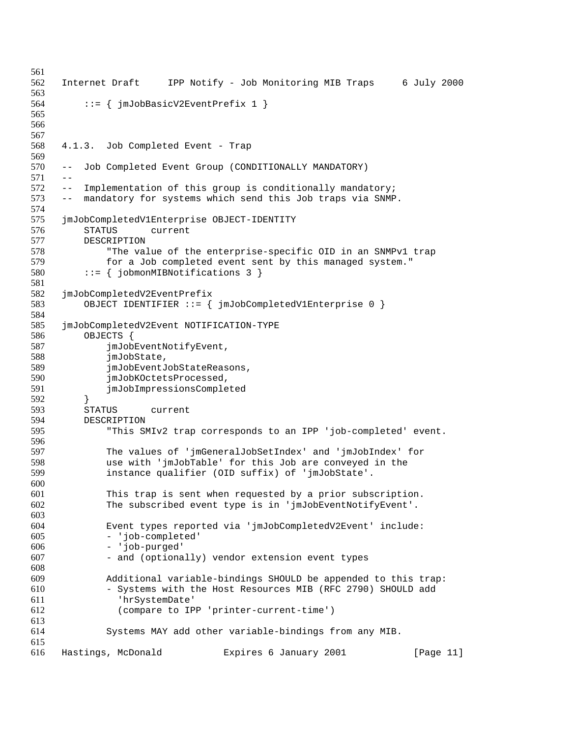```
    ::= { jmJobBasicV2EventPrefix 1 }
```

### 4.1.3. Job Completed Event - Trap

```
--  Job Completed Event Group (CONDITIONALLY MANDATORY)
--
--  Implementation of this group is conditionally mandatory;
--  mandatory for systems which send this Job traps via SNMP.

jmJobCompletedV1Enterprise OBJECT-IDENTITY
    STATUS      current
    DESCRIPTION
        "The value of the enterprise-specific OID in an SNMPv1 trap
        for a Job completed event sent by this managed system."
    ::= { jobmonMIBNotifications 3 }

jmJobCompletedV2EventPrefix
    OBJECT IDENTIFIER ::= { jmJobCompletedV1Enterprise 0 }

jmJobCompletedV2Event NOTIFICATION-TYPE
    OBJECTS {
        jmJobEventNotifyEvent,
        jmJobState,
        jmJobEventJobStateReasons,
        jmJobKOctetsProcessed,
        jmJobImpressionsCompleted
    }
    STATUS      current
    DESCRIPTION
        "This SMIv2 trap corresponds to an IPP 'job-completed' event.

        The values of 'jmGeneralJobSetIndex' and 'jmJobIndex' for
        use with 'jmJobTable' for this Job are conveyed in the
        instance qualifier (OID suffix) of 'jmJobState'.

        This trap is sent when requested by a prior subscription.
        The subscribed event type is in 'jmJobEventNotifyEvent'.

        Event types reported via 'jmJobCompletedV2Event' include:
        - 'job-completed'
        - 'job-purged'
        - and (optionally) vendor extension event types

        Additional variable-bindings SHOULD be appended to this trap:
        - Systems with the Host Resources MIB (RFC 2790) SHOULD add
          'hrSystemDate'
          (compare to IPP 'printer-current-time')

        Systems MAY add other variable-bindings from any MIB.
```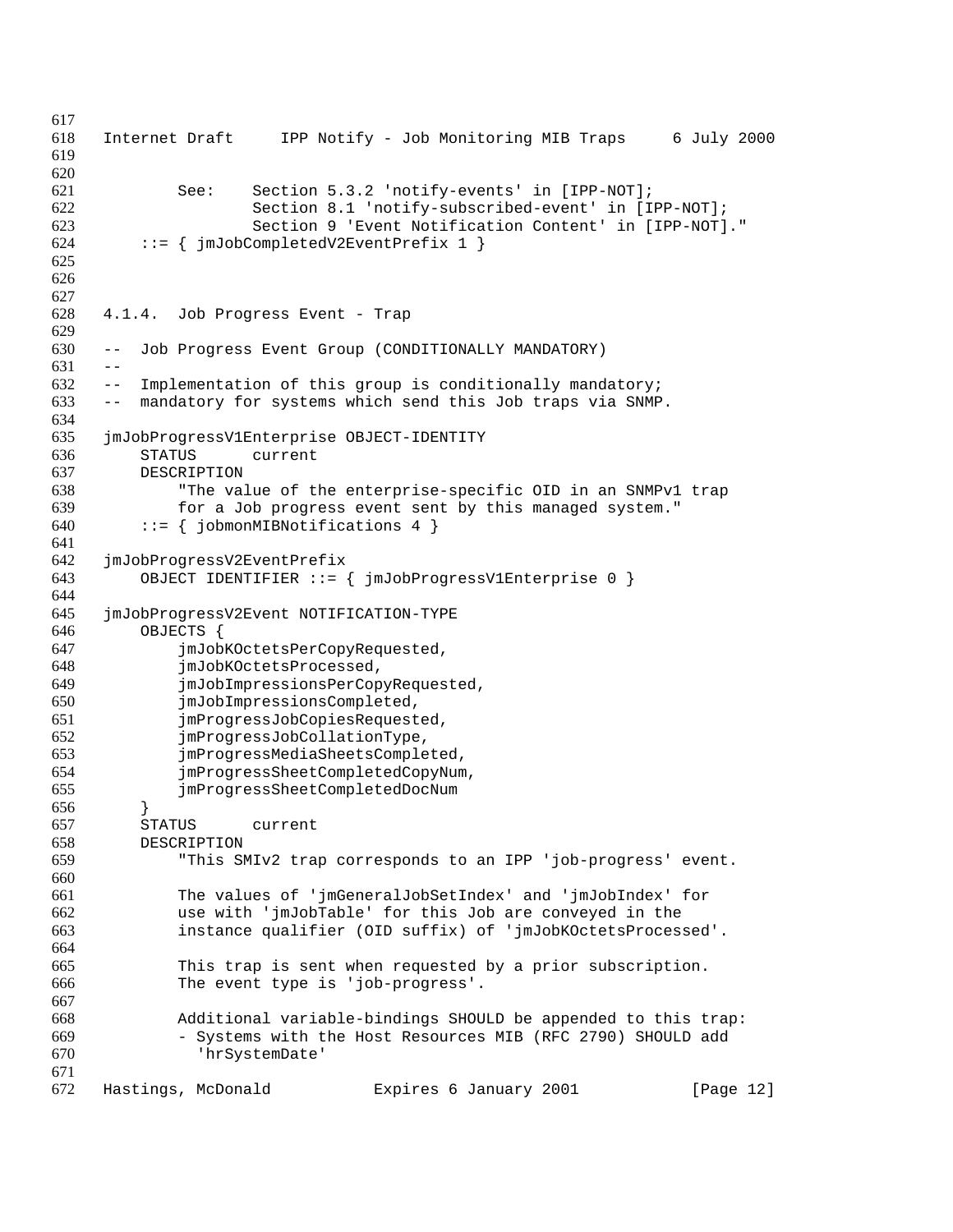```
        See:    Section 5.3.2 'notify-events' in [IPP-NOT];
                Section 8.1 'notify-subscribed-event' in [IPP-NOT];
                Section 9 'Event Notification Content' in [IPP-NOT]."
    ::= { jmJobCompletedV2EventPrefix 1 }
```

### 4.1.4. Job Progress Event - Trap

```
--  Job Progress Event Group (CONDITIONALLY MANDATORY)
--
--  Implementation of this group is conditionally mandatory;
--  mandatory for systems which send this Job traps via SNMP.

jmJobProgressV1Enterprise OBJECT-IDENTITY
    STATUS      current
    DESCRIPTION
        "The value of the enterprise-specific OID in an SNMPv1 trap
        for a Job progress event sent by this managed system."
    ::= { jobmonMIBNotifications 4 }

jmJobProgressV2EventPrefix
    OBJECT IDENTIFIER ::= { jmJobProgressV1Enterprise 0 }

jmJobProgressV2Event NOTIFICATION-TYPE
    OBJECTS {
        jmJobKOctetsPerCopyRequested,
        jmJobKOctetsProcessed,
        jmJobImpressionsPerCopyRequested,
        jmJobImpressionsCompleted,
        jmProgressJobCopiesRequested,
        jmProgressJobCollationType,
        jmProgressMediaSheetsCompleted,
        jmProgressSheetCompletedCopyNum,
        jmProgressSheetCompletedDocNum
    }
    STATUS      current
    DESCRIPTION
        "This SMIv2 trap corresponds to an IPP 'job-progress' event.

        The values of 'jmGeneralJobSetIndex' and 'jmJobIndex' for
        use with 'jmJobTable' for this Job are conveyed in the
        instance qualifier (OID suffix) of 'jmJobKOctetsProcessed'.

        This trap is sent when requested by a prior subscription.
        The event type is 'job-progress'.

        Additional variable-bindings SHOULD be appended to this trap:
        - Systems with the Host Resources MIB (RFC 2790) SHOULD add
          'hrSystemDate'
```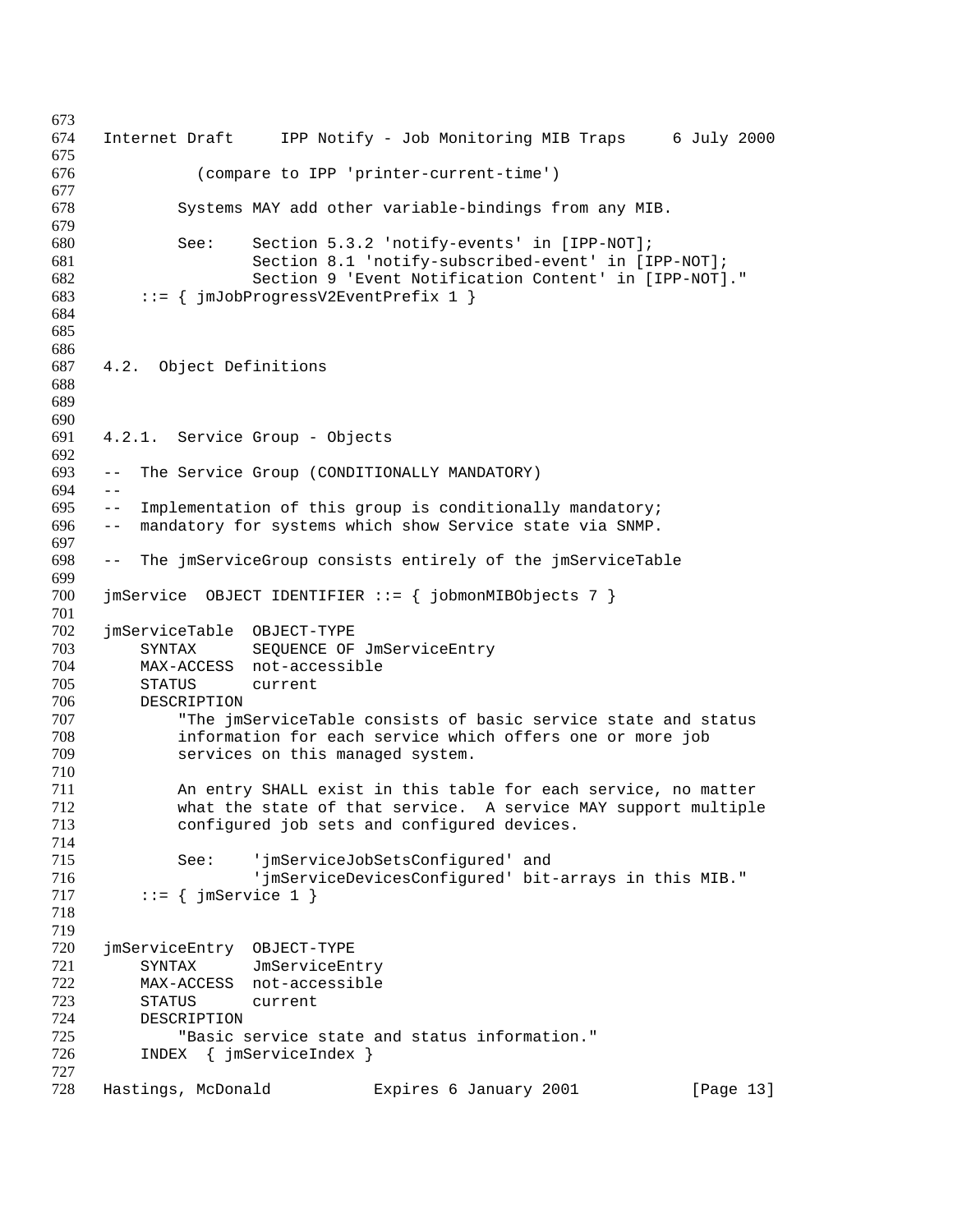```
           (compare to IPP 'printer-current-time')

        Systems MAY add other variable-bindings from any MIB.

        See:    Section 5.3.2 'notify-events' in [IPP-NOT];
                Section 8.1 'notify-subscribed-event' in [IPP-NOT];
                Section 9 'Event Notification Content' in [IPP-NOT]."
    ::= { jmJobProgressV2EventPrefix 1 }
```

## 4.2. Object Definitions

### 4.2.1. Service Group - Objects

```
--  The Service Group (CONDITIONALLY MANDATORY)
--
--  Implementation of this group is conditionally mandatory;
--  mandatory for systems which show Service state via SNMP.

--  The jmServiceGroup consists entirely of the jmServiceTable

jmService  OBJECT IDENTIFIER ::= { jobmonMIBObjects 7 }

jmServiceTable  OBJECT-TYPE
    SYNTAX      SEQUENCE OF JmServiceEntry
    MAX-ACCESS  not-accessible
    STATUS      current
    DESCRIPTION
        "The jmServiceTable consists of basic service state and status
        information for each service which offers one or more job
        services on this managed system.

        An entry SHALL exist in this table for each service, no matter
        what the state of that service.  A service MAY support multiple
        configured job sets and configured devices.

        See:    'jmServiceJobSetsConfigured' and
                'jmServiceDevicesConfigured' bit-arrays in this MIB."
    ::= { jmService 1 }


jmServiceEntry  OBJECT-TYPE
    SYNTAX      JmServiceEntry
    MAX-ACCESS  not-accessible
    STATUS      current
    DESCRIPTION
        "Basic service state and status information."
    INDEX  { jmServiceIndex }
```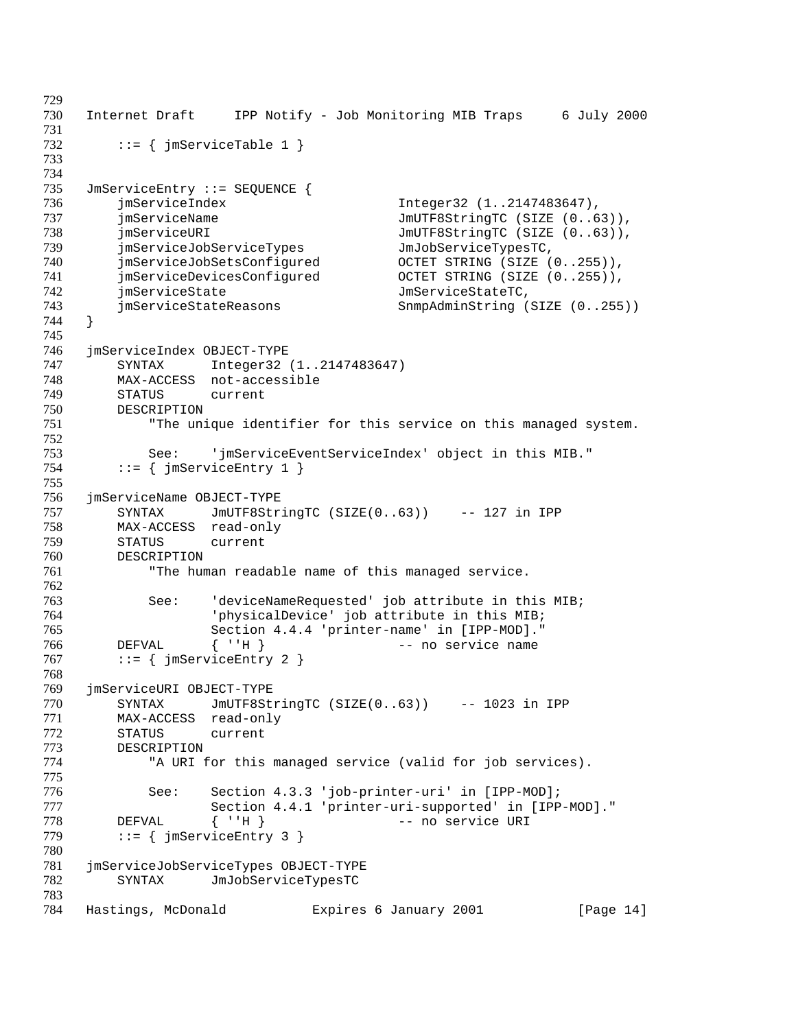```
    ::= { jmServiceTable 1 }


JmServiceEntry ::= SEQUENCE {
    jmServiceIndex                      Integer32 (1..2147483647),
    jmServiceName                       JmUTF8StringTC (SIZE (0..63)),
    jmServiceURI                        JmUTF8StringTC (SIZE (0..63)),
    jmServiceJobServiceTypes            JmJobServiceTypesTC,
    jmServiceJobSetsConfigured          OCTET STRING (SIZE (0..255)),
    jmServiceDevicesConfigured          OCTET STRING (SIZE (0..255)),
    jmServiceState                      JmServiceStateTC,
    jmServiceStateReasons               SnmpAdminString (SIZE (0..255))
}

jmServiceIndex OBJECT-TYPE
    SYNTAX      Integer32 (1..2147483647)
    MAX-ACCESS  not-accessible
    STATUS      current
    DESCRIPTION
        "The unique identifier for this service on this managed system.

        See:    'jmServiceEventServiceIndex' object in this MIB."
    ::= { jmServiceEntry 1 }

jmServiceName OBJECT-TYPE
    SYNTAX      JmUTF8StringTC (SIZE(0..63))    -- 127 in IPP
    MAX-ACCESS  read-only
    STATUS      current
    DESCRIPTION
        "The human readable name of this managed service.

        See:    'deviceNameRequested' job attribute in this MIB;
                'physicalDevice' job attribute in this MIB;
                Section 4.4.4 'printer-name' in [IPP-MOD]."
    DEFVAL      { ''H }                 -- no service name
    ::= { jmServiceEntry 2 }

jmServiceURI OBJECT-TYPE
    SYNTAX      JmUTF8StringTC (SIZE(0..63))    -- 1023 in IPP
    MAX-ACCESS  read-only
    STATUS      current
    DESCRIPTION
        "A URI for this managed service (valid for job services).

        See:    Section 4.3.3 'job-printer-uri' in [IPP-MOD];
                Section 4.4.1 'printer-uri-supported' in [IPP-MOD]."
    DEFVAL      { ''H }                 -- no service URI
    ::= { jmServiceEntry 3 }

jmServiceJobServiceTypes OBJECT-TYPE
    SYNTAX      JmJobServiceTypesTC
```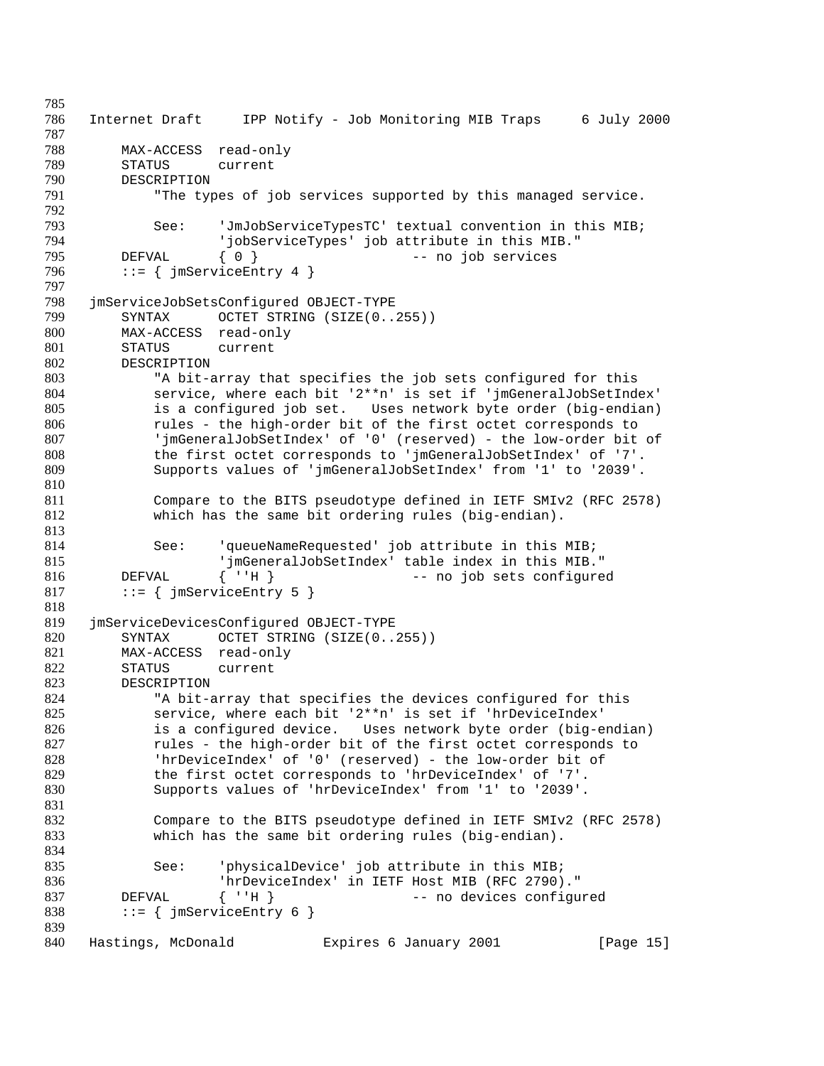```
    MAX-ACCESS  read-only
    STATUS      current
    DESCRIPTION
        "The types of job services supported by this managed service.

        See:    'JmJobServiceTypesTC' textual convention in this MIB;
                'jobServiceTypes' job attribute in this MIB."
    DEFVAL      { 0 }                   -- no job services
    ::= { jmServiceEntry 4 }

jmServiceJobSetsConfigured OBJECT-TYPE
    SYNTAX      OCTET STRING (SIZE(0..255))
    MAX-ACCESS  read-only
    STATUS      current
    DESCRIPTION
        "A bit-array that specifies the job sets configured for this
        service, where each bit '2**n' is set if 'jmGeneralJobSetIndex'
        is a configured job set.   Uses network byte order (big-endian)
        rules - the high-order bit of the first octet corresponds to
        'jmGeneralJobSetIndex' of '0' (reserved) - the low-order bit of
        the first octet corresponds to 'jmGeneralJobSetIndex' of '7'.
        Supports values of 'jmGeneralJobSetIndex' from '1' to '2039'.

        Compare to the BITS pseudotype defined in IETF SMIv2 (RFC 2578)
        which has the same bit ordering rules (big-endian).

        See:    'queueNameRequested' job attribute in this MIB;
                'jmGeneralJobSetIndex' table index in this MIB."
    DEFVAL      { ''H }                 -- no job sets configured
    ::= { jmServiceEntry 5 }

jmServiceDevicesConfigured OBJECT-TYPE
    SYNTAX      OCTET STRING (SIZE(0..255))
    MAX-ACCESS  read-only
    STATUS      current
    DESCRIPTION
        "A bit-array that specifies the devices configured for this
        service, where each bit '2**n' is set if 'hrDeviceIndex'
        is a configured device.   Uses network byte order (big-endian)
        rules - the high-order bit of the first octet corresponds to
        'hrDeviceIndex' of '0' (reserved) - the low-order bit of
        the first octet corresponds to 'hrDeviceIndex' of '7'.
        Supports values of 'hrDeviceIndex' from '1' to '2039'.

        Compare to the BITS pseudotype defined in IETF SMIv2 (RFC 2578)
        which has the same bit ordering rules (big-endian).

        See:    'physicalDevice' job attribute in this MIB;
                'hrDeviceIndex' in IETF Host MIB (RFC 2790)."
    DEFVAL      { ''H }                 -- no devices configured
    ::= { jmServiceEntry 6 }
```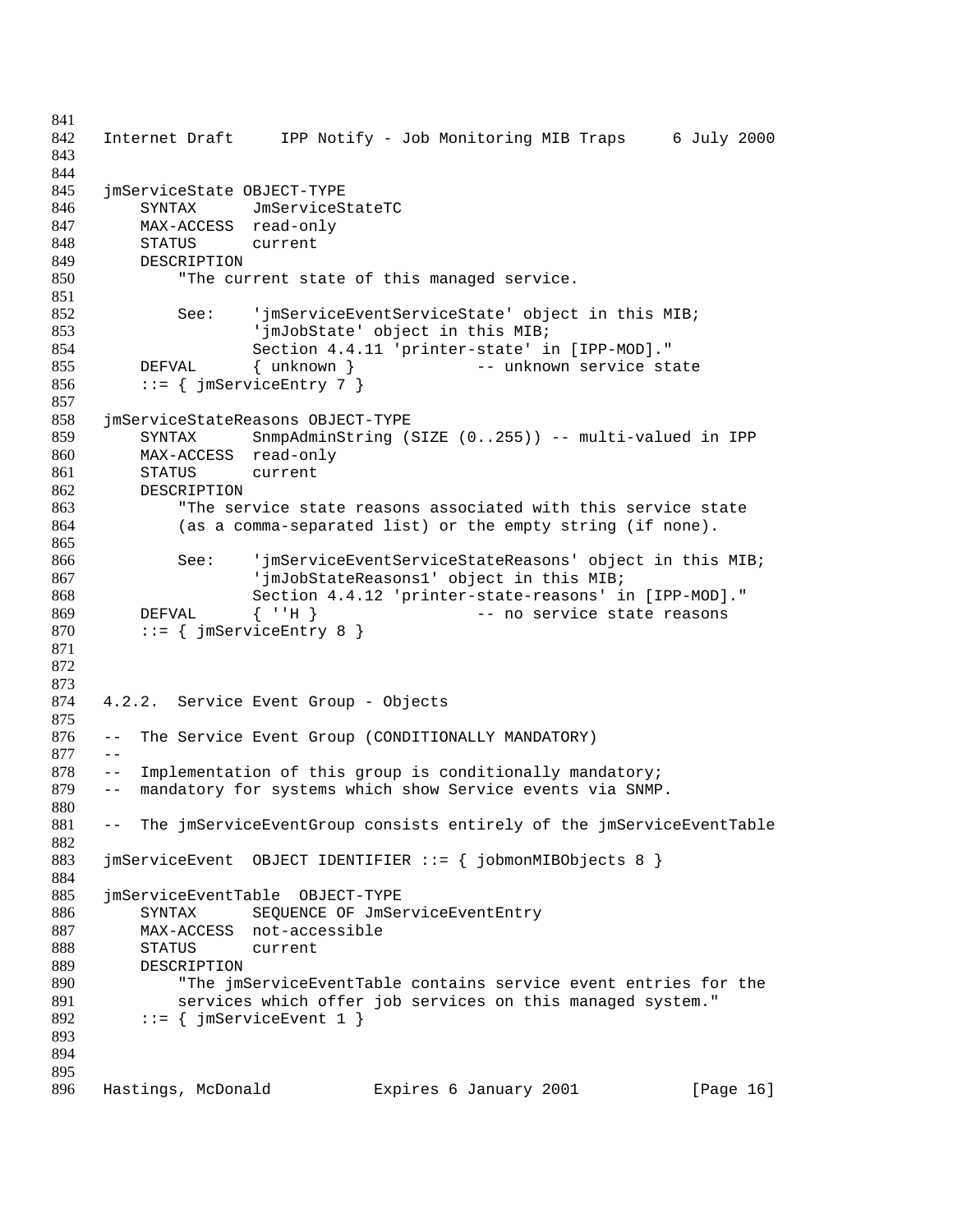```
jmServiceState OBJECT-TYPE
    SYNTAX      JmServiceStateTC
    MAX-ACCESS  read-only
    STATUS      current
    DESCRIPTION
        "The current state of this managed service.

        See:    'jmServiceEventServiceState' object in this MIB;
                'jmJobState' object in this MIB;
                Section 4.4.11 'printer-state' in [IPP-MOD]."
    DEFVAL      { unknown }             -- unknown service state
    ::= { jmServiceEntry 7 }

jmServiceStateReasons OBJECT-TYPE
    SYNTAX      SnmpAdminString (SIZE (0..255)) -- multi-valued in IPP
    MAX-ACCESS  read-only
    STATUS      current
    DESCRIPTION
        "The service state reasons associated with this service state
        (as a comma-separated list) or the empty string (if none).

        See:    'jmServiceEventServiceStateReasons' object in this MIB;
                'jmJobStateReasons1' object in this MIB;
                Section 4.4.12 'printer-state-reasons' in [IPP-MOD]."
    DEFVAL      { ''H }                 -- no service state reasons
    ::= { jmServiceEntry 8 }
```

### 4.2.2. Service Event Group - Objects

```
--  The Service Event Group (CONDITIONALLY MANDATORY)
--
--  Implementation of this group is conditionally mandatory;
--  mandatory for systems which show Service events via SNMP.

--  The jmServiceEventGroup consists entirely of the jmServiceEventTable

jmServiceEvent  OBJECT IDENTIFIER ::= { jobmonMIBObjects 8 }

jmServiceEventTable  OBJECT-TYPE
    SYNTAX      SEQUENCE OF JmServiceEventEntry
    MAX-ACCESS  not-accessible
    STATUS      current
    DESCRIPTION
        "The jmServiceEventTable contains service event entries for the
        services which offer job services on this managed system."
    ::= { jmServiceEvent 1 }
```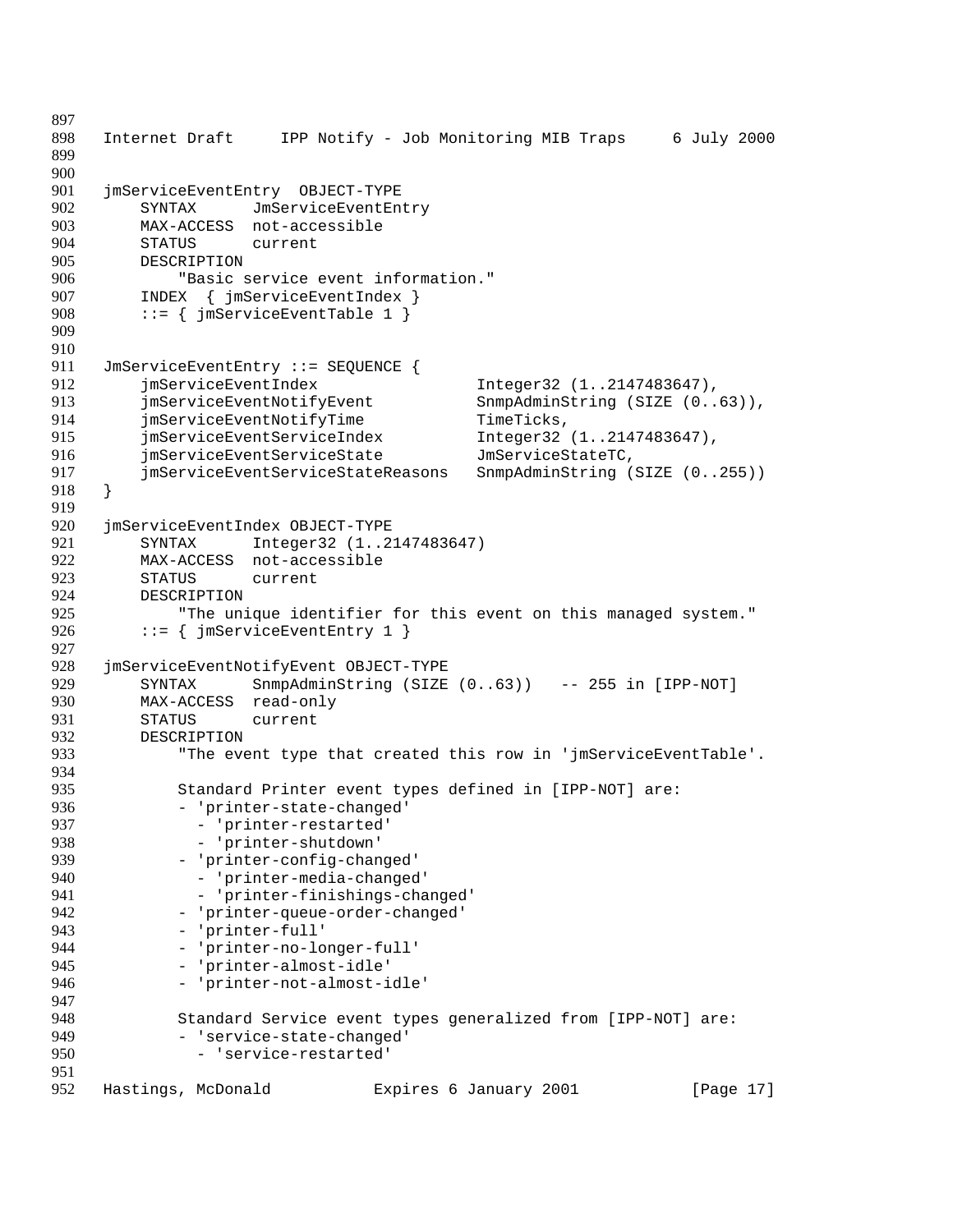```
jmServiceEventEntry  OBJECT-TYPE
    SYNTAX      JmServiceEventEntry
    MAX-ACCESS  not-accessible
    STATUS      current
    DESCRIPTION
        "Basic service event information."
    INDEX  { jmServiceEventIndex }
    ::= { jmServiceEventTable 1 }


JmServiceEventEntry ::= SEQUENCE {
    jmServiceEventIndex                 Integer32 (1..2147483647),
    jmServiceEventNotifyEvent           SnmpAdminString (SIZE (0..63)),
    jmServiceEventNotifyTime            TimeTicks,
    jmServiceEventServiceIndex          Integer32 (1..2147483647),
    jmServiceEventServiceState          JmServiceStateTC,
    jmServiceEventServiceStateReasons   SnmpAdminString (SIZE (0..255))
}

jmServiceEventIndex OBJECT-TYPE
    SYNTAX      Integer32 (1..2147483647)
    MAX-ACCESS  not-accessible
    STATUS      current
    DESCRIPTION
        "The unique identifier for this event on this managed system."
    ::= { jmServiceEventEntry 1 }

jmServiceEventNotifyEvent OBJECT-TYPE
    SYNTAX      SnmpAdminString (SIZE (0..63))   -- 255 in [IPP-NOT]
    MAX-ACCESS  read-only
    STATUS      current
    DESCRIPTION
        "The event type that created this row in 'jmServiceEventTable'.

        Standard Printer event types defined in [IPP-NOT] are:
        - 'printer-state-changed'
          - 'printer-restarted'
          - 'printer-shutdown'
        - 'printer-config-changed'
          - 'printer-media-changed'
          - 'printer-finishings-changed'
        - 'printer-queue-order-changed'
        - 'printer-full'
        - 'printer-no-longer-full'
        - 'printer-almost-idle'
        - 'printer-not-almost-idle'

        Standard Service event types generalized from [IPP-NOT] are:
        - 'service-state-changed'
          - 'service-restarted'
```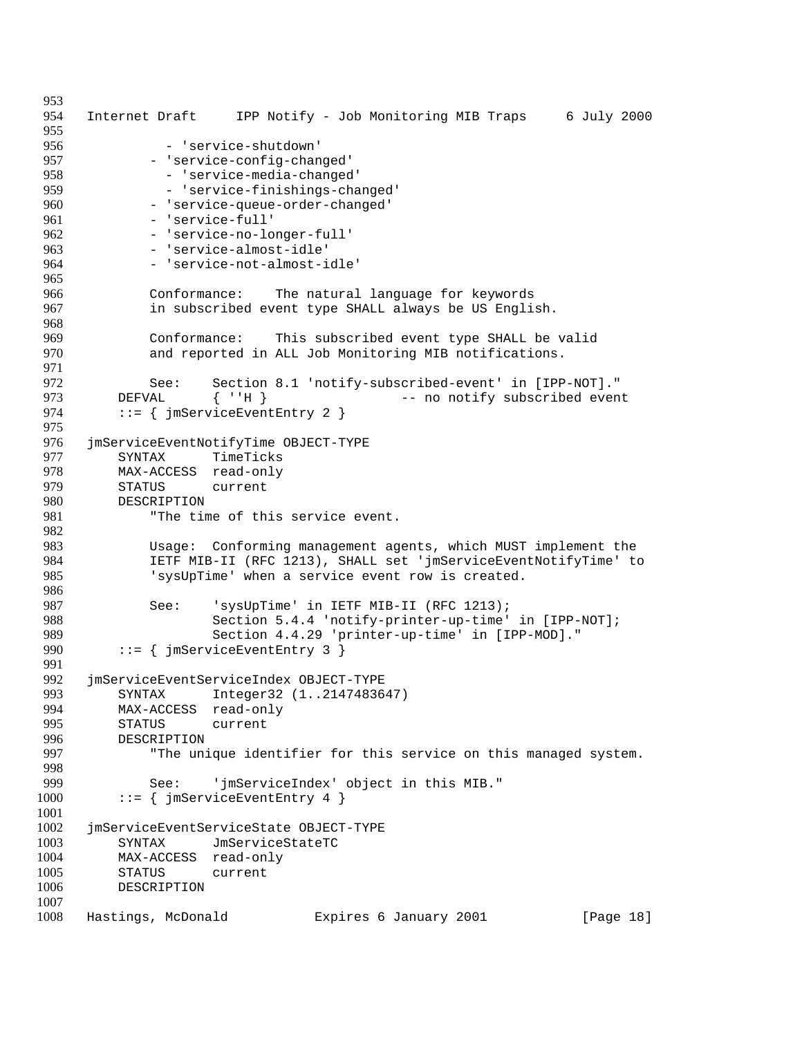```
            - 'service-shutdown'
          - 'service-config-changed'
            - 'service-media-changed'
            - 'service-finishings-changed'
          - 'service-queue-order-changed'
          - 'service-full'
          - 'service-no-longer-full'
          - 'service-almost-idle'
          - 'service-not-almost-idle'

          Conformance:    The natural language for keywords
          in subscribed event type SHALL always be US English.

          Conformance:    This subscribed event type SHALL be valid
          and reported in ALL Job Monitoring MIB notifications.

          See:    Section 8.1 'notify-subscribed-event' in [IPP-NOT]."
      DEFVAL      { ''H }                -- no notify subscribed event
      ::= { jmServiceEventEntry 2 }

  jmServiceEventNotifyTime OBJECT-TYPE
      SYNTAX      TimeTicks
      MAX-ACCESS  read-only
      STATUS      current
      DESCRIPTION
          "The time of this service event.

          Usage:  Conforming management agents, which MUST implement the
          IETF MIB-II (RFC 1213), SHALL set 'jmServiceEventNotifyTime' to
          'sysUpTime' when a service event row is created.

          See:    'sysUpTime' in IETF MIB-II (RFC 1213);
                  Section 5.4.4 'notify-printer-up-time' in [IPP-NOT];
                  Section 4.4.29 'printer-up-time' in [IPP-MOD]."
      ::= { jmServiceEventEntry 3 }

  jmServiceEventServiceIndex OBJECT-TYPE
      SYNTAX      Integer32 (1..2147483647)
      MAX-ACCESS  read-only
      STATUS      current
      DESCRIPTION
          "The unique identifier for this service on this managed system.

          See:    'jmServiceIndex' object in this MIB."
      ::= { jmServiceEventEntry 4 }

  jmServiceEventServiceState OBJECT-TYPE
      SYNTAX      JmServiceStateTC
      MAX-ACCESS  read-only
      STATUS      current
      DESCRIPTION
```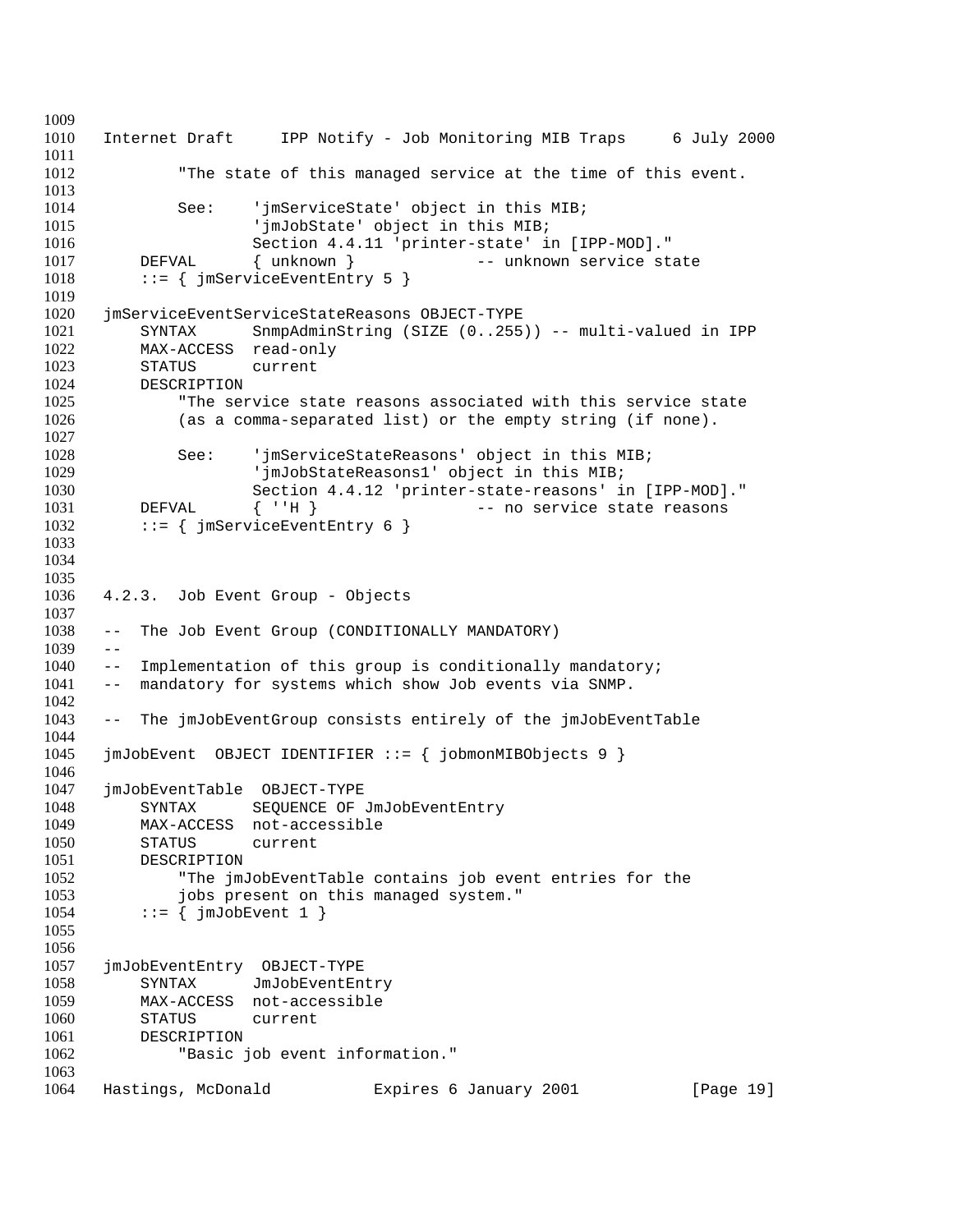```
        "The state of this managed service at the time of this event.

        See:    'jmServiceState' object in this MIB;
                'jmJobState' object in this MIB;
                Section 4.4.11 'printer-state' in [IPP-MOD]."
    DEFVAL      { unknown }             -- unknown service state
    ::= { jmServiceEventEntry 5 }

jmServiceEventServiceStateReasons OBJECT-TYPE
    SYNTAX      SnmpAdminString (SIZE (0..255)) -- multi-valued in IPP
    MAX-ACCESS  read-only
    STATUS      current
    DESCRIPTION
        "The service state reasons associated with this service state
        (as a comma-separated list) or the empty string (if none).

        See:    'jmServiceStateReasons' object in this MIB;
                'jmJobStateReasons1' object in this MIB;
                Section 4.4.12 'printer-state-reasons' in [IPP-MOD]."
    DEFVAL      { ''H }                 -- no service state reasons
    ::= { jmServiceEventEntry 6 }
```

### 4.2.3. Job Event Group - Objects

```
--  The Job Event Group (CONDITIONALLY MANDATORY)
--
--  Implementation of this group is conditionally mandatory;
--  mandatory for systems which show Job events via SNMP.

--  The jmJobEventGroup consists entirely of the jmJobEventTable

jmJobEvent  OBJECT IDENTIFIER ::= { jobmonMIBObjects 9 }

jmJobEventTable  OBJECT-TYPE
    SYNTAX      SEQUENCE OF JmJobEventEntry
    MAX-ACCESS  not-accessible
    STATUS      current
    DESCRIPTION
        "The jmJobEventTable contains job event entries for the
        jobs present on this managed system."
    ::= { jmJobEvent 1 }


jmJobEventEntry  OBJECT-TYPE
    SYNTAX      JmJobEventEntry
    MAX-ACCESS  not-accessible
    STATUS      current
    DESCRIPTION
        "Basic job event information."
```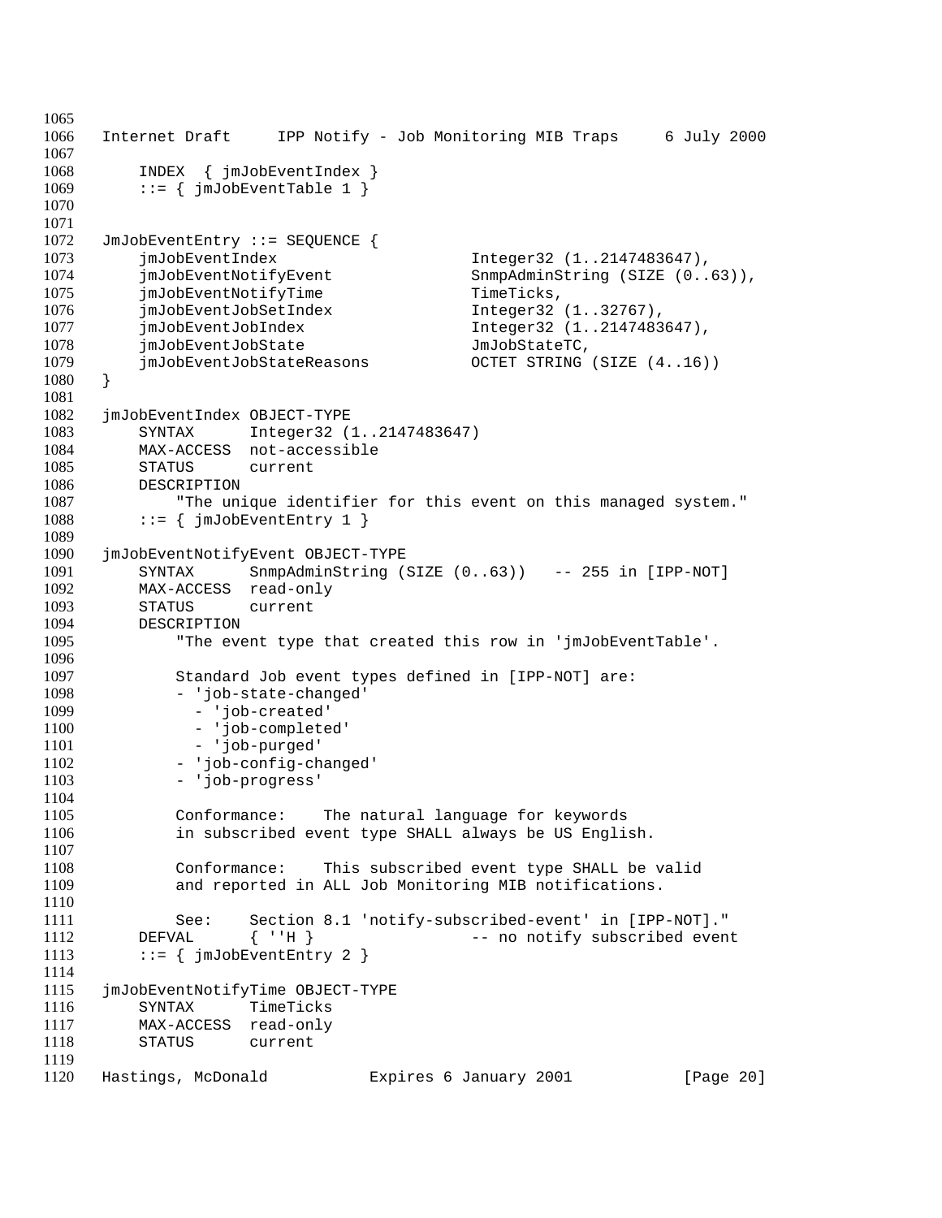```
    INDEX  { jmJobEventIndex }
    ::= { jmJobEventTable 1 }


JmJobEventEntry ::= SEQUENCE {
    jmJobEventIndex                    Integer32 (1..2147483647),
    jmJobEventNotifyEvent              SnmpAdminString (SIZE (0..63)),
    jmJobEventNotifyTime               TimeTicks,
    jmJobEventJobSetIndex              Integer32 (1..32767),
    jmJobEventJobIndex                 Integer32 (1..2147483647),
    jmJobEventJobState                 JmJobStateTC,
    jmJobEventJobStateReasons          OCTET STRING (SIZE (4..16))
}

jmJobEventIndex OBJECT-TYPE
    SYNTAX      Integer32 (1..2147483647)
    MAX-ACCESS  not-accessible
    STATUS      current
    DESCRIPTION
        "The unique identifier for this event on this managed system."
    ::= { jmJobEventEntry 1 }

jmJobEventNotifyEvent OBJECT-TYPE
    SYNTAX      SnmpAdminString (SIZE (0..63))   -- 255 in [IPP-NOT]
    MAX-ACCESS  read-only
    STATUS      current
    DESCRIPTION
        "The event type that created this row in 'jmJobEventTable'.

        Standard Job event types defined in [IPP-NOT] are:
        - 'job-state-changed'
          - 'job-created'
          - 'job-completed'
          - 'job-purged'
        - 'job-config-changed'
        - 'job-progress'

        Conformance:    The natural language for keywords
        in subscribed event type SHALL always be US English.

        Conformance:    This subscribed event type SHALL be valid
        and reported in ALL Job Monitoring MIB notifications.

        See:    Section 8.1 'notify-subscribed-event' in [IPP-NOT]."
    DEFVAL      { ''H }                 -- no notify subscribed event
    ::= { jmJobEventEntry 2 }

jmJobEventNotifyTime OBJECT-TYPE
    SYNTAX      TimeTicks
    MAX-ACCESS  read-only
    STATUS      current
```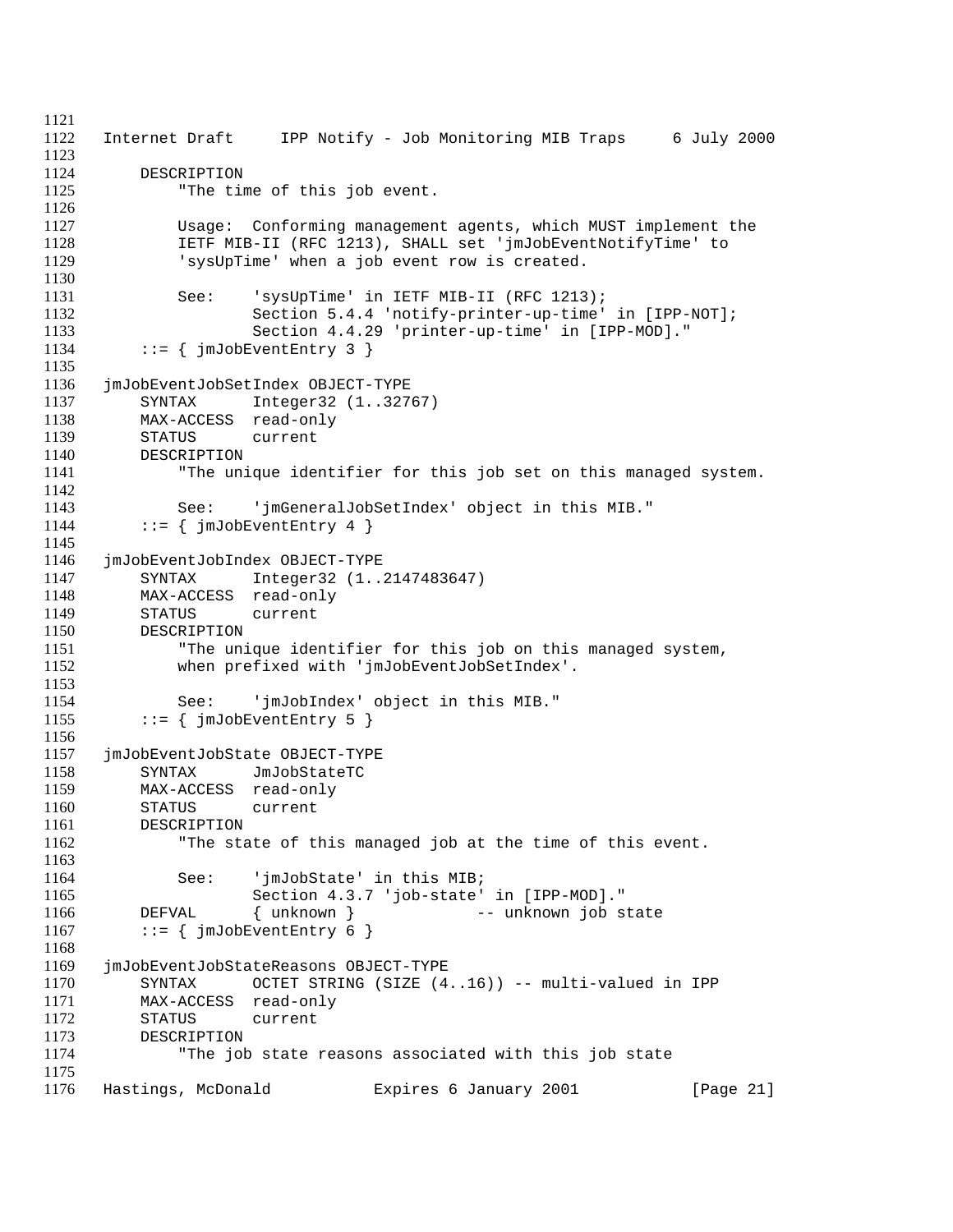```
    DESCRIPTION
        "The time of this job event.

        Usage:  Conforming management agents, which MUST implement the
        IETF MIB-II (RFC 1213), SHALL set 'jmJobEventNotifyTime' to
        'sysUpTime' when a job event row is created.

        See:    'sysUpTime' in IETF MIB-II (RFC 1213);
                Section 5.4.4 'notify-printer-up-time' in [IPP-NOT];
                Section 4.4.29 'printer-up-time' in [IPP-MOD]."
    ::= { jmJobEventEntry 3 }

jmJobEventJobSetIndex OBJECT-TYPE
    SYNTAX      Integer32 (1..32767)
    MAX-ACCESS  read-only
    STATUS      current
    DESCRIPTION
        "The unique identifier for this job set on this managed system.

        See:    'jmGeneralJobSetIndex' object in this MIB."
    ::= { jmJobEventEntry 4 }

jmJobEventJobIndex OBJECT-TYPE
    SYNTAX      Integer32 (1..2147483647)
    MAX-ACCESS  read-only
    STATUS      current
    DESCRIPTION
        "The unique identifier for this job on this managed system,
        when prefixed with 'jmJobEventJobSetIndex'.

        See:    'jmJobIndex' object in this MIB."
    ::= { jmJobEventEntry 5 }

jmJobEventJobState OBJECT-TYPE
    SYNTAX      JmJobStateTC
    MAX-ACCESS  read-only
    STATUS      current
    DESCRIPTION
        "The state of this managed job at the time of this event.

        See:    'jmJobState' in this MIB;
                Section 4.3.7 'job-state' in [IPP-MOD]."
    DEFVAL      { unknown }            -- unknown job state
    ::= { jmJobEventEntry 6 }

jmJobEventJobStateReasons OBJECT-TYPE
    SYNTAX      OCTET STRING (SIZE (4..16)) -- multi-valued in IPP
    MAX-ACCESS  read-only
    STATUS      current
    DESCRIPTION
        "The job state reasons associated with this job state
```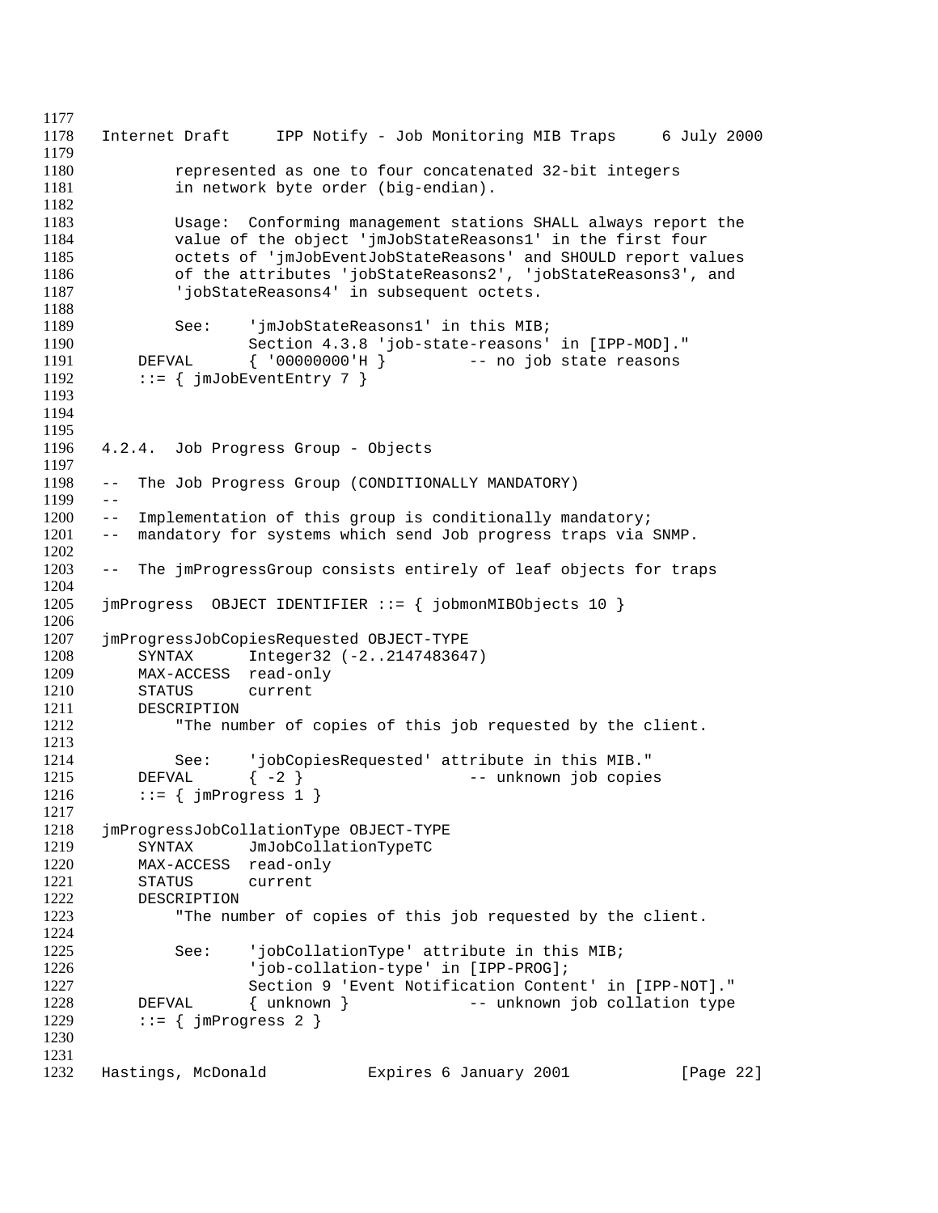```
        represented as one to four concatenated 32-bit integers
        in network byte order (big-endian).

        Usage:  Conforming management stations SHALL always report the
        value of the object 'jmJobStateReasons1' in the first four
        octets of 'jmJobEventJobStateReasons' and SHOULD report values
        of the attributes 'jobStateReasons2', 'jobStateReasons3', and
        'jobStateReasons4' in subsequent octets.

        See:    'jmJobStateReasons1' in this MIB;
                Section 4.3.8 'job-state-reasons' in [IPP-MOD]."
    DEFVAL      { '00000000'H }         -- no job state reasons
    ::= { jmJobEventEntry 7 }
```

### 4.2.4. Job Progress Group - Objects

```
--  The Job Progress Group (CONDITIONALLY MANDATORY)
--
--  Implementation of this group is conditionally mandatory;
--  mandatory for systems which send Job progress traps via SNMP.

--  The jmProgressGroup consists entirely of leaf objects for traps

jmProgress  OBJECT IDENTIFIER ::= { jobmonMIBObjects 10 }

jmProgressJobCopiesRequested OBJECT-TYPE
    SYNTAX      Integer32 (-2..2147483647)
    MAX-ACCESS  read-only
    STATUS      current
    DESCRIPTION
        "The number of copies of this job requested by the client.

        See:    'jobCopiesRequested' attribute in this MIB."
    DEFVAL      { -2 }                  -- unknown job copies
    ::= { jmProgress 1 }

jmProgressJobCollationType OBJECT-TYPE
    SYNTAX      JmJobCollationTypeTC
    MAX-ACCESS  read-only
    STATUS      current
    DESCRIPTION
        "The number of copies of this job requested by the client.

        See:    'jobCollationType' attribute in this MIB;
                'job-collation-type' in [IPP-PROG];
                Section 9 'Event Notification Content' in [IPP-NOT]."
    DEFVAL      { unknown }             -- unknown job collation type
    ::= { jmProgress 2 }
```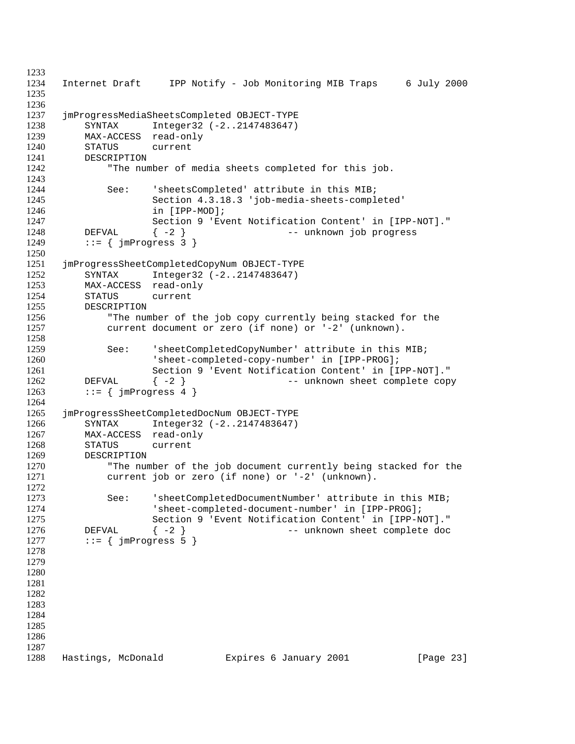```
jmProgressMediaSheetsCompleted OBJECT-TYPE
    SYNTAX      Integer32 (-2..2147483647)
    MAX-ACCESS  read-only
    STATUS      current
    DESCRIPTION
        "The number of media sheets completed for this job.

        See:    'sheetsCompleted' attribute in this MIB;
                Section 4.3.18.3 'job-media-sheets-completed'
                in [IPP-MOD];
                Section 9 'Event Notification Content' in [IPP-NOT]."
    DEFVAL      { -2 }                  -- unknown job progress
    ::= { jmProgress 3 }

jmProgressSheetCompletedCopyNum OBJECT-TYPE
    SYNTAX      Integer32 (-2..2147483647)
    MAX-ACCESS  read-only
    STATUS      current
    DESCRIPTION
        "The number of the job copy currently being stacked for the
        current document or zero (if none) or '-2' (unknown).

        See:    'sheetCompletedCopyNumber' attribute in this MIB;
                'sheet-completed-copy-number' in [IPP-PROG];
                Section 9 'Event Notification Content' in [IPP-NOT]."
    DEFVAL      { -2 }                  -- unknown sheet complete copy
    ::= { jmProgress 4 }

jmProgressSheetCompletedDocNum OBJECT-TYPE
    SYNTAX      Integer32 (-2..2147483647)
    MAX-ACCESS  read-only
    STATUS      current
    DESCRIPTION
        "The number of the job document currently being stacked for the
        current job or zero (if none) or '-2' (unknown).

        See:    'sheetCompletedDocumentNumber' attribute in this MIB;
                'sheet-completed-document-number' in [IPP-PROG];
                Section 9 'Event Notification Content' in [IPP-NOT]."
    DEFVAL      { -2 }                  -- unknown sheet complete doc
    ::= { jmProgress 5 }
```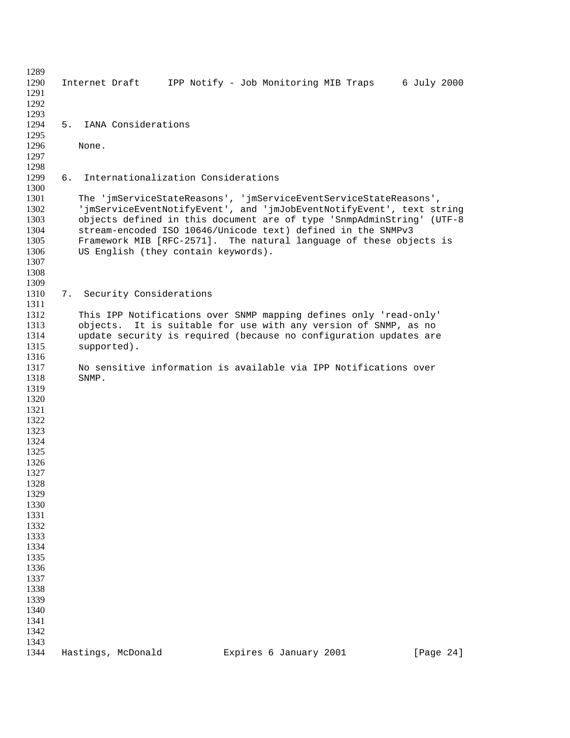## 5. IANA Considerations

None.

## 6. Internationalization Considerations

The 'jmServiceStateReasons', 'jmServiceEventServiceStateReasons', 'jmServiceEventNotifyEvent', and 'jmJobEventNotifyEvent', text string objects defined in this document are of type 'SnmpAdminString' (UTF-8 stream-encoded ISO 10646/Unicode text) defined in the SNMPv3 Framework MIB [RFC-2571]. The natural language of these objects is US English (they contain keywords).

## 7. Security Considerations

This IPP Notifications over SNMP mapping defines only 'read-only' objects. It is suitable for use with any version of SNMP, as no update security is required (because no configuration updates are supported).

No sensitive information is available via IPP Notifications over SNMP.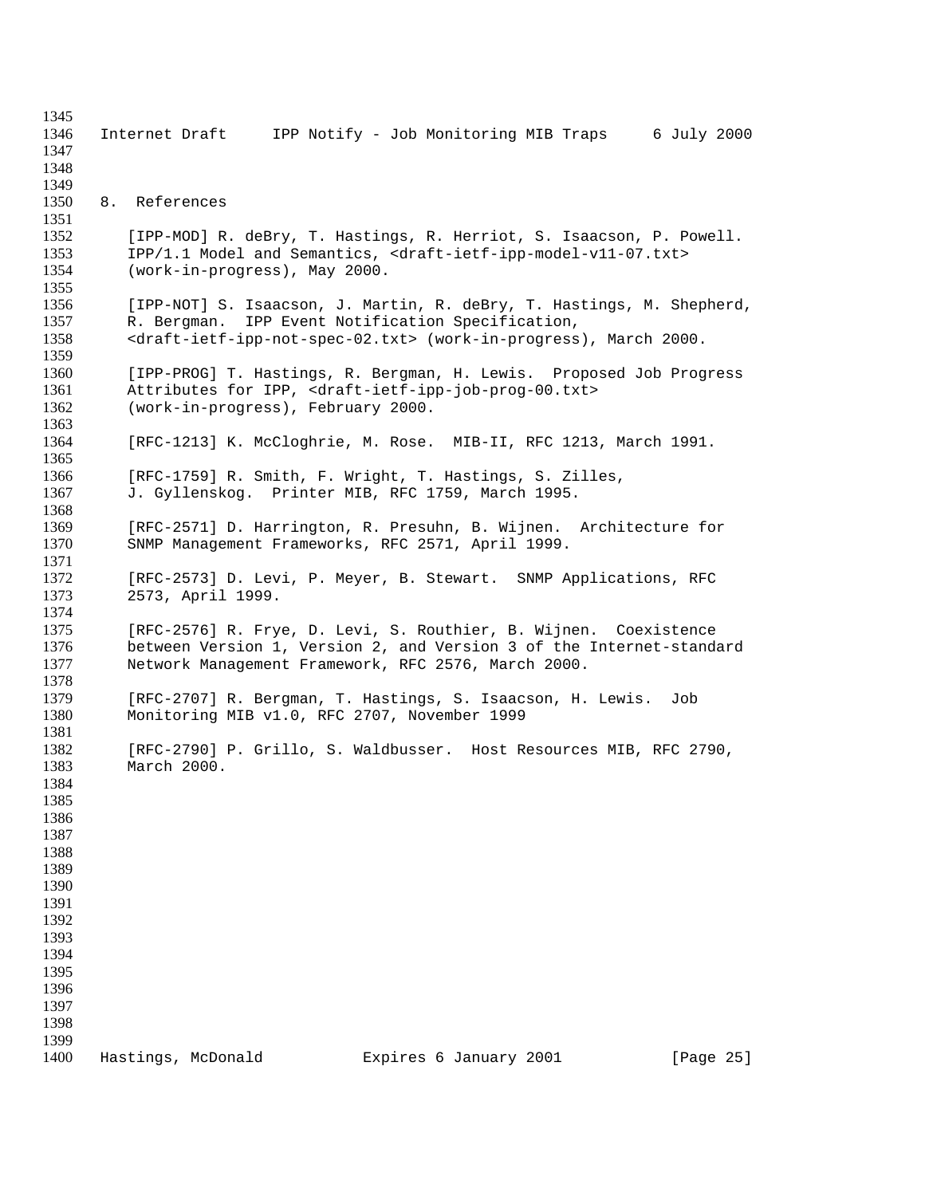# 8. References

[IPP-MOD] R. deBry, T. Hastings, R. Herriot, S. Isaacson, P. Powell. IPP/1.1 Model and Semantics, <draft-ietf-ipp-model-v11-07.txt> (work-in-progress), May 2000.

[IPP-NOT] S. Isaacson, J. Martin, R. deBry, T. Hastings, M. Shepherd, R. Bergman. IPP Event Notification Specification, <draft-ietf-ipp-not-spec-02.txt> (work-in-progress), March 2000.

[IPP-PROG] T. Hastings, R. Bergman, H. Lewis. Proposed Job Progress Attributes for IPP, <draft-ietf-ipp-job-prog-00.txt> (work-in-progress), February 2000.

[RFC-1213] K. McCloghrie, M. Rose. MIB-II, RFC 1213, March 1991.

[RFC-1759] R. Smith, F. Wright, T. Hastings, S. Zilles, J. Gyllenskog. Printer MIB, RFC 1759, March 1995.

[RFC-2571] D. Harrington, R. Presuhn, B. Wijnen. Architecture for SNMP Management Frameworks, RFC 2571, April 1999.

[RFC-2573] D. Levi, P. Meyer, B. Stewart. SNMP Applications, RFC 2573, April 1999.

[RFC-2576] R. Frye, D. Levi, S. Routhier, B. Wijnen. Coexistence between Version 1, Version 2, and Version 3 of the Internet-standard Network Management Framework, RFC 2576, March 2000.

[RFC-2707] R. Bergman, T. Hastings, S. Isaacson, H. Lewis. Job Monitoring MIB v1.0, RFC 2707, November 1999

[RFC-2790] P. Grillo, S. Waldbusser. Host Resources MIB, RFC 2790, March 2000.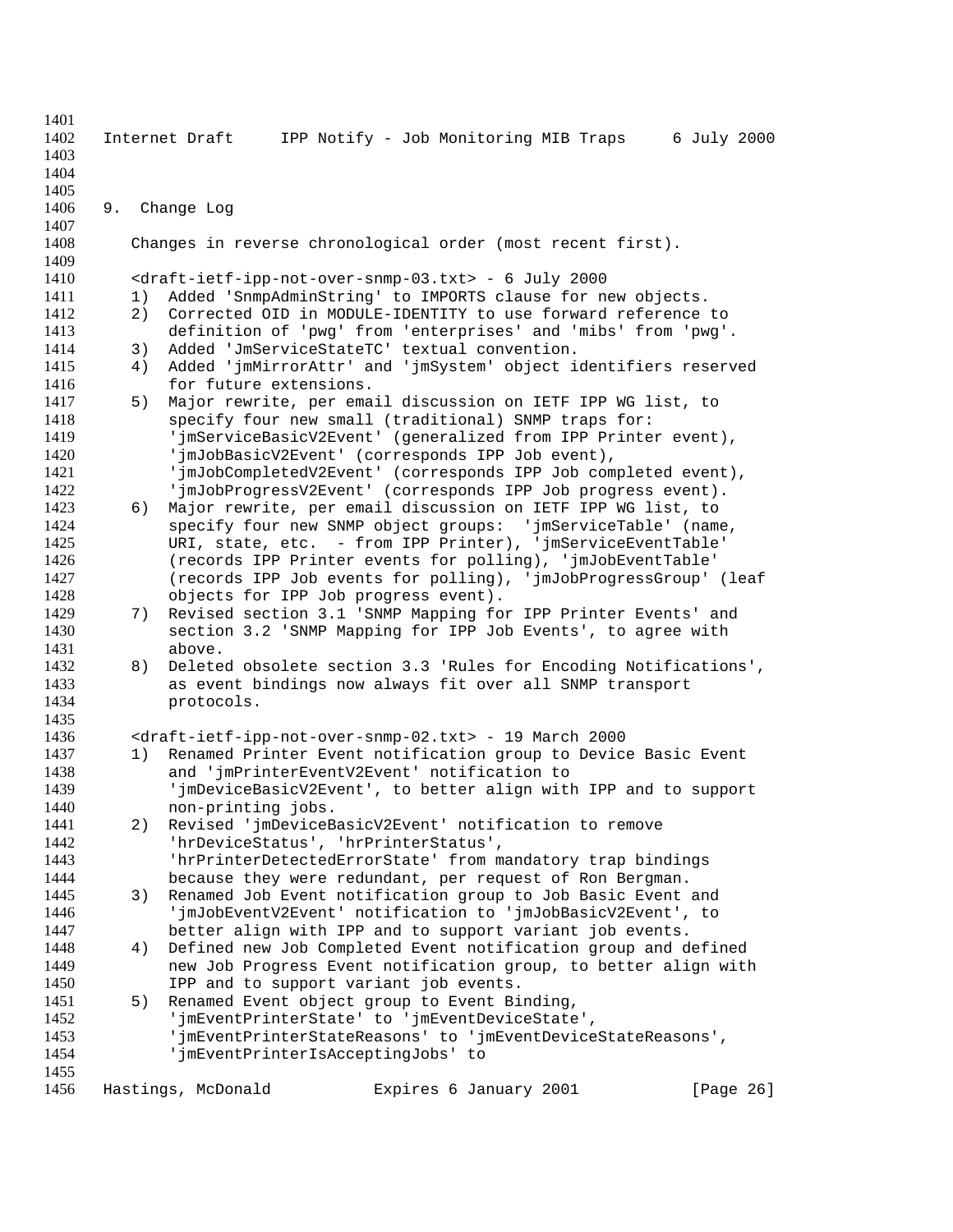## 9. Change Log

Changes in reverse chronological order (most recent first).

<draft-ietf-ipp-not-over-snmp-03.txt> - 6 July 2000

1) Added 'SnmpAdminString' to IMPORTS clause for new objects.
2) Corrected OID in MODULE-IDENTITY to use forward reference to definition of 'pwg' from 'enterprises' and 'mibs' from 'pwg'.
3) Added 'JmServiceStateTC' textual convention.
4) Added 'jmMirrorAttr' and 'jmSystem' object identifiers reserved for future extensions.
5) Major rewrite, per email discussion on IETF IPP WG list, to specify four new small (traditional) SNMP traps for: 'jmServiceBasicV2Event' (generalized from IPP Printer event), 'jmJobBasicV2Event' (corresponds IPP Job event), 'jmJobCompletedV2Event' (corresponds IPP Job completed event), 'jmJobProgressV2Event' (corresponds IPP Job progress event).
6) Major rewrite, per email discussion on IETF IPP WG list, to specify four new SNMP object groups: 'jmServiceTable' (name, URI, state, etc. - from IPP Printer), 'jmServiceEventTable' (records IPP Printer events for polling), 'jmJobEventTable' (records IPP Job events for polling), 'jmJobProgressGroup' (leaf objects for IPP Job progress event).
7) Revised section 3.1 'SNMP Mapping for IPP Printer Events' and section 3.2 'SNMP Mapping for IPP Job Events', to agree with above.
8) Deleted obsolete section 3.3 'Rules for Encoding Notifications', as event bindings now always fit over all SNMP transport protocols.

<draft-ietf-ipp-not-over-snmp-02.txt> - 19 March 2000

1) Renamed Printer Event notification group to Device Basic Event and 'jmPrinterEventV2Event' notification to 'jmDeviceBasicV2Event', to better align with IPP and to support non-printing jobs.
2) Revised 'jmDeviceBasicV2Event' notification to remove 'hrDeviceStatus', 'hrPrinterStatus', 'hrPrinterDetectedErrorState' from mandatory trap bindings because they were redundant, per request of Ron Bergman.
3) Renamed Job Event notification group to Job Basic Event and 'jmJobEventV2Event' notification to 'jmJobBasicV2Event', to better align with IPP and to support variant job events.
4) Defined new Job Completed Event notification group and defined new Job Progress Event notification group, to better align with IPP and to support variant job events.
5) Renamed Event object group to Event Binding, 'jmEventPrinterState' to 'jmEventDeviceState', 'jmEventPrinterStateReasons' to 'jmEventDeviceStateReasons', 'jmEventPrinterIsAcceptingJobs' to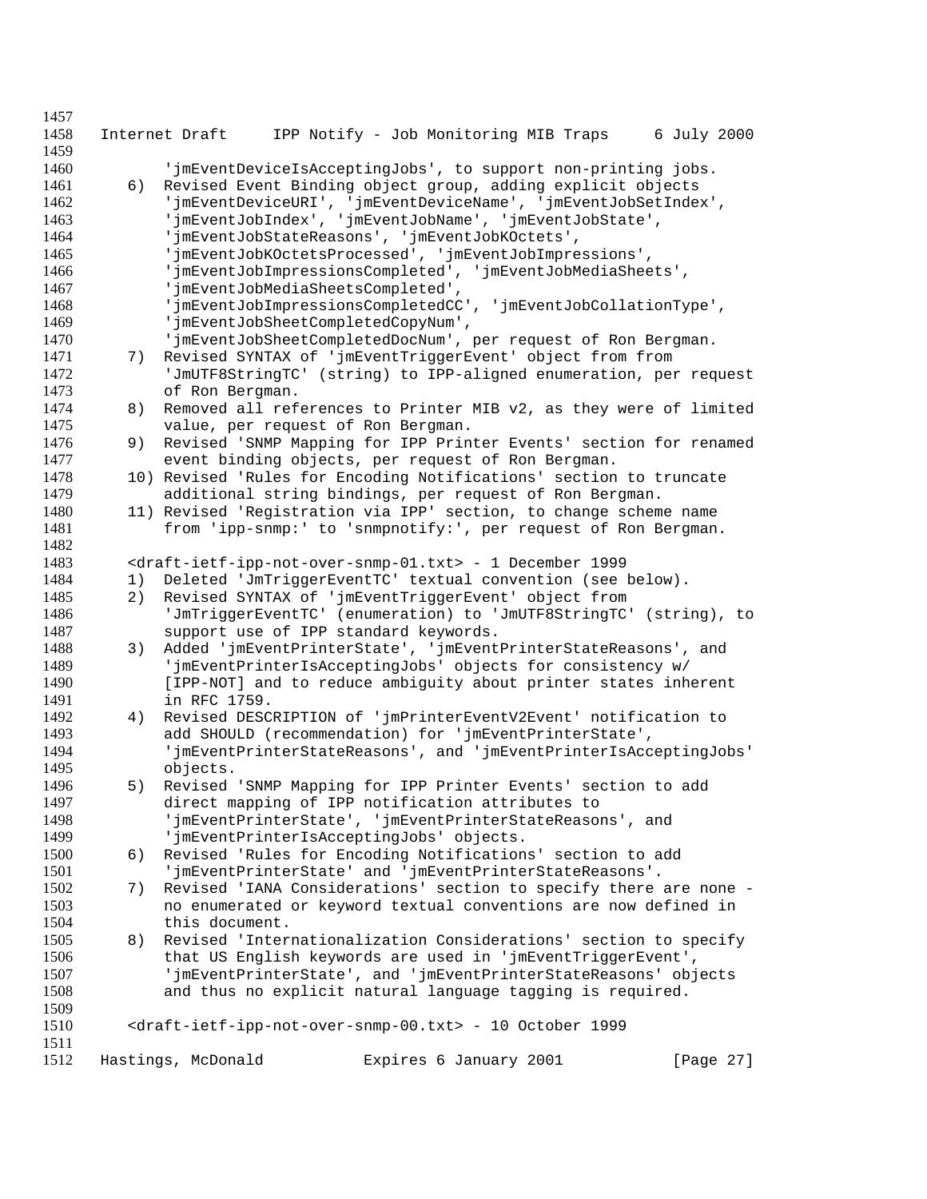'jmEventDeviceIsAcceptingJobs', to support non-printing jobs.

6) Revised Event Binding object group, adding explicit objects 'jmEventDeviceURI', 'jmEventDeviceName', 'jmEventJobSetIndex', 'jmEventJobIndex', 'jmEventJobName', 'jmEventJobState', 'jmEventJobStateReasons', 'jmEventJobKOctets', 'jmEventJobKOctetsProcessed', 'jmEventJobImpressions', 'jmEventJobImpressionsCompleted', 'jmEventJobMediaSheets', 'jmEventJobMediaSheetsCompleted', 'jmEventJobImpressionsCompletedCC', 'jmEventJobCollationType', 'jmEventJobSheetCompletedCopyNum', 'jmEventJobSheetCompletedDocNum', per request of Ron Bergman.
7) Revised SYNTAX of 'jmEventTriggerEvent' object from from 'JmUTF8StringTC' (string) to IPP-aligned enumeration, per request of Ron Bergman.
8) Removed all references to Printer MIB v2, as they were of limited value, per request of Ron Bergman.
9) Revised 'SNMP Mapping for IPP Printer Events' section for renamed event binding objects, per request of Ron Bergman.
10) Revised 'Rules for Encoding Notifications' section to truncate additional string bindings, per request of Ron Bergman.
11) Revised 'Registration via IPP' section, to change scheme name from 'ipp-snmp:' to 'snmpnotify:', per request of Ron Bergman.

<draft-ietf-ipp-not-over-snmp-01.txt> - 1 December 1999

1) Deleted 'JmTriggerEventTC' textual convention (see below).
2) Revised SYNTAX of 'jmEventTriggerEvent' object from 'JmTriggerEventTC' (enumeration) to 'JmUTF8StringTC' (string), to support use of IPP standard keywords.
3) Added 'jmEventPrinterState', 'jmEventPrinterStateReasons', and 'jmEventPrinterIsAcceptingJobs' objects for consistency w/ [IPP-NOT] and to reduce ambiguity about printer states inherent in RFC 1759.
4) Revised DESCRIPTION of 'jmPrinterEventV2Event' notification to add SHOULD (recommendation) for 'jmEventPrinterState', 'jmEventPrinterStateReasons', and 'jmEventPrinterIsAcceptingJobs' objects.
5) Revised 'SNMP Mapping for IPP Printer Events' section to add direct mapping of IPP notification attributes to 'jmEventPrinterState', 'jmEventPrinterStateReasons', and 'jmEventPrinterIsAcceptingJobs' objects.
6) Revised 'Rules for Encoding Notifications' section to add 'jmEventPrinterState' and 'jmEventPrinterStateReasons'.
7) Revised 'IANA Considerations' section to specify there are none - no enumerated or keyword textual conventions are now defined in this document.
8) Revised 'Internationalization Considerations' section to specify that US English keywords are used in 'jmEventTriggerEvent', 'jmEventPrinterState', and 'jmEventPrinterStateReasons' objects and thus no explicit natural language tagging is required.

<draft-ietf-ipp-not-over-snmp-00.txt> - 10 October 1999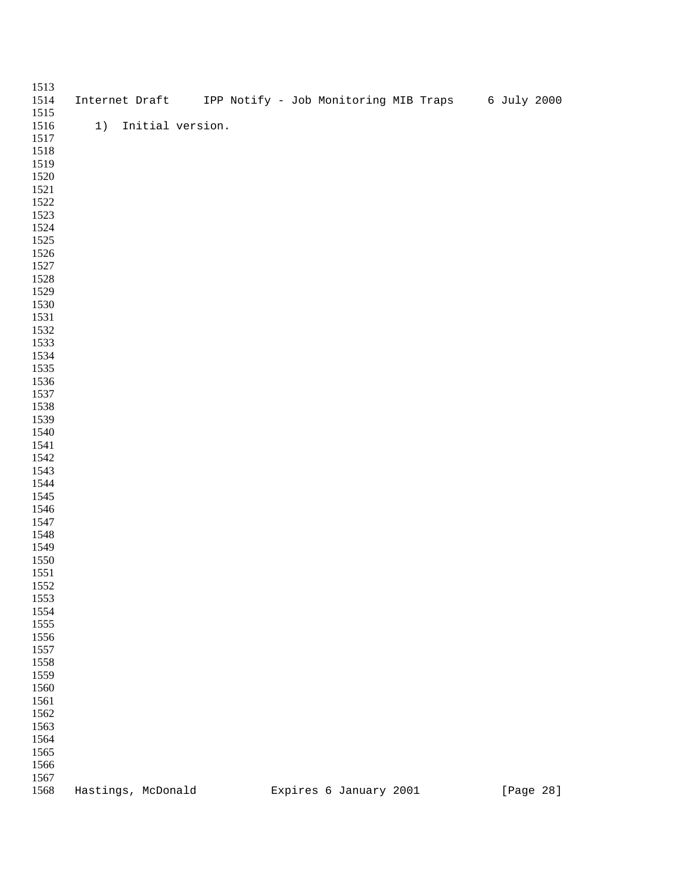1) Initial version.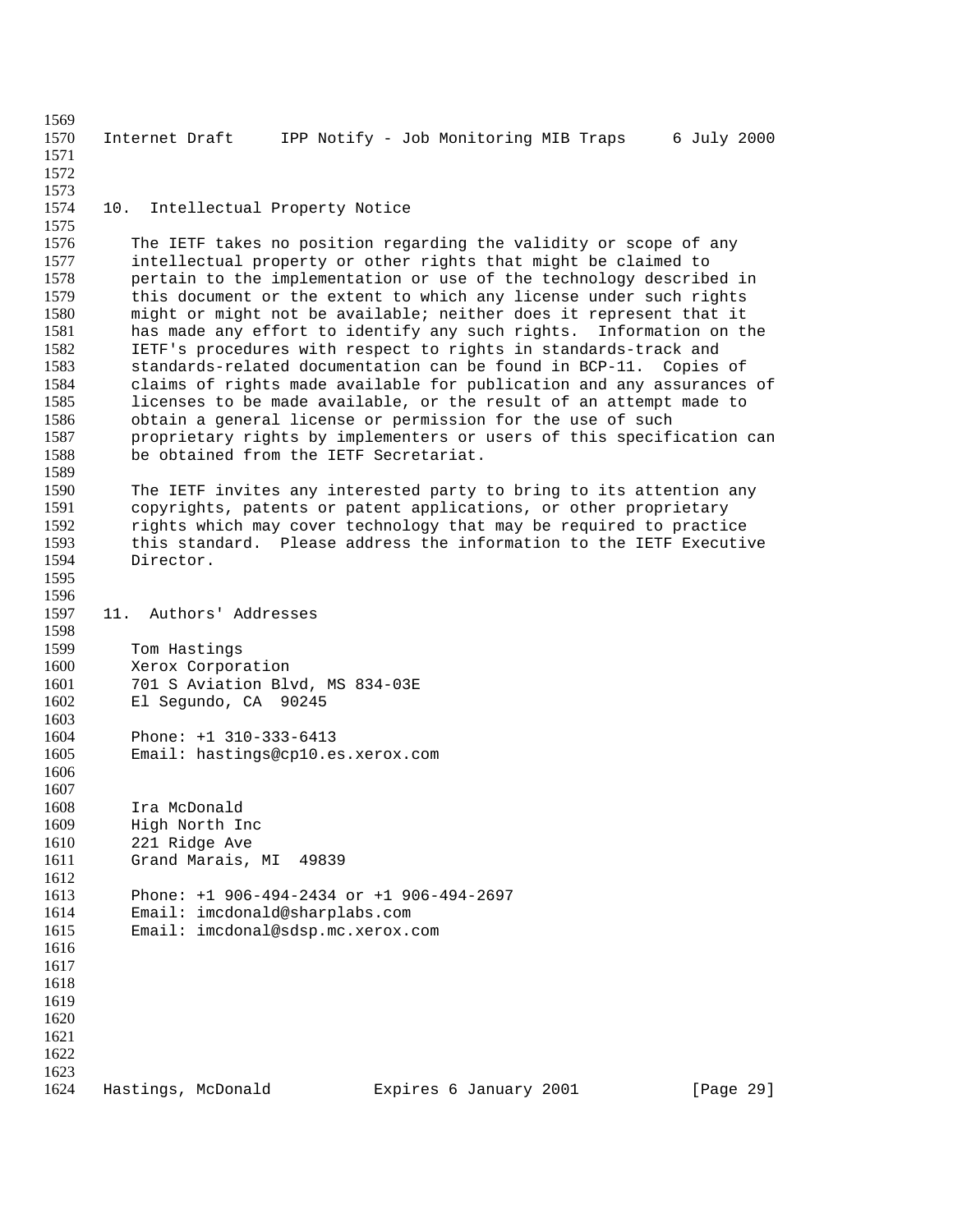## 10. Intellectual Property Notice

The IETF takes no position regarding the validity or scope of any intellectual property or other rights that might be claimed to pertain to the implementation or use of the technology described in this document or the extent to which any license under such rights might or might not be available; neither does it represent that it has made any effort to identify any such rights. Information on the IETF's procedures with respect to rights in standards-track and standards-related documentation can be found in BCP-11. Copies of claims of rights made available for publication and any assurances of licenses to be made available, or the result of an attempt made to obtain a general license or permission for the use of such proprietary rights by implementers or users of this specification can be obtained from the IETF Secretariat.

The IETF invites any interested party to bring to its attention any copyrights, patents or patent applications, or other proprietary rights which may cover technology that may be required to practice this standard. Please address the information to the IETF Executive Director.

## 11. Authors' Addresses

Tom Hastings
Xerox Corporation
701 S Aviation Blvd, MS 834-03E
El Segundo, CA 90245

Phone: +1 310-333-6413
Email: hastings@cp10.es.xerox.com

Ira McDonald
High North Inc
221 Ridge Ave
Grand Marais, MI 49839

Phone: +1 906-494-2434 or +1 906-494-2697
Email: imcdonald@sharplabs.com
Email: imcdonal@sdsp.mc.xerox.com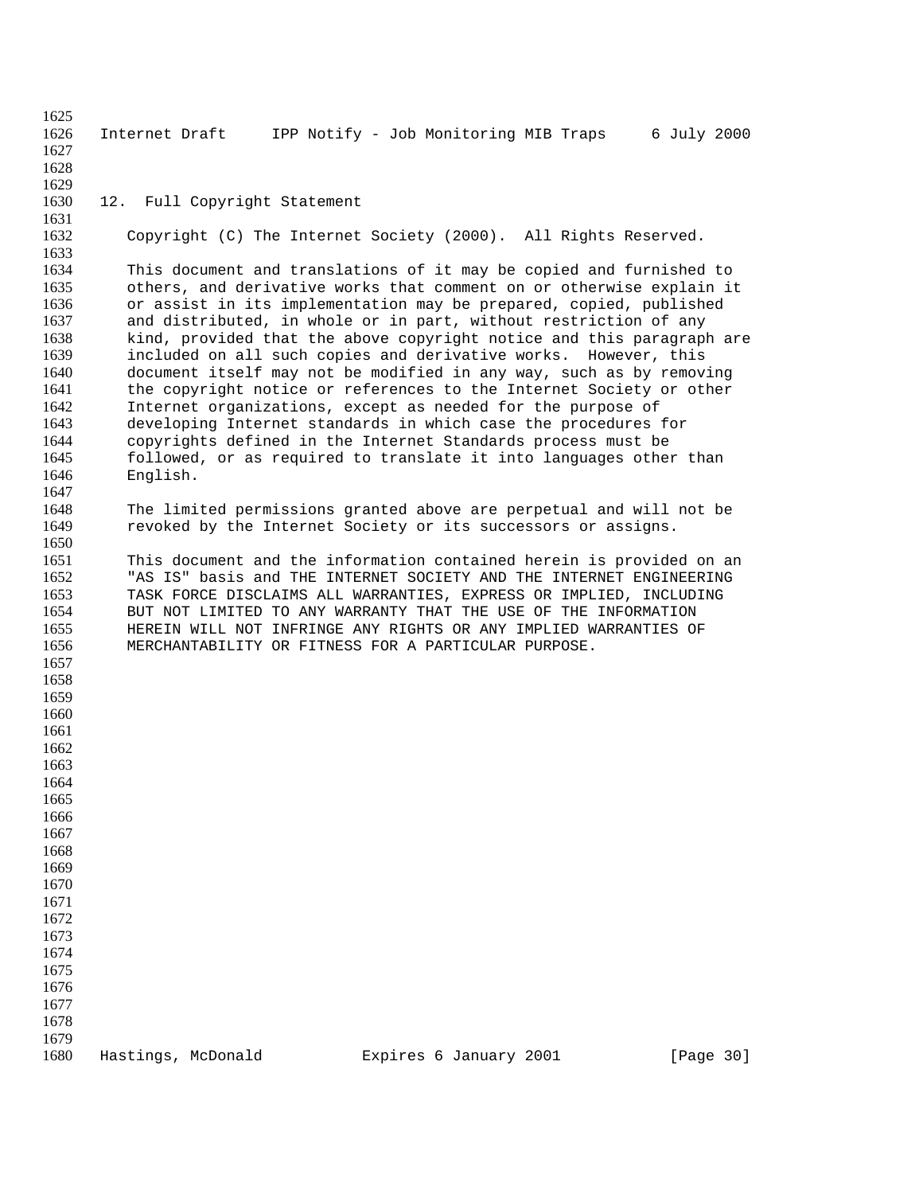## 12. Full Copyright Statement

Copyright (C) The Internet Society (2000). All Rights Reserved.

This document and translations of it may be copied and furnished to others, and derivative works that comment on or otherwise explain it or assist in its implementation may be prepared, copied, published and distributed, in whole or in part, without restriction of any kind, provided that the above copyright notice and this paragraph are included on all such copies and derivative works. However, this document itself may not be modified in any way, such as by removing the copyright notice or references to the Internet Society or other Internet organizations, except as needed for the purpose of developing Internet standards in which case the procedures for copyrights defined in the Internet Standards process must be followed, or as required to translate it into languages other than English.

The limited permissions granted above are perpetual and will not be revoked by the Internet Society or its successors or assigns.

This document and the information contained herein is provided on an "AS IS" basis and THE INTERNET SOCIETY AND THE INTERNET ENGINEERING TASK FORCE DISCLAIMS ALL WARRANTIES, EXPRESS OR IMPLIED, INCLUDING BUT NOT LIMITED TO ANY WARRANTY THAT THE USE OF THE INFORMATION HEREIN WILL NOT INFRINGE ANY RIGHTS OR ANY IMPLIED WARRANTIES OF MERCHANTABILITY OR FITNESS FOR A PARTICULAR PURPOSE.